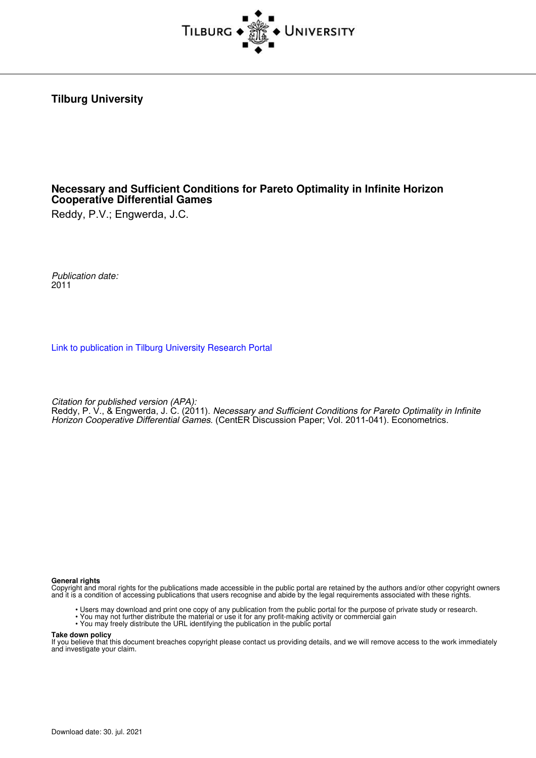**Tilburg University**

# Necessary and Sufficient Conditions for Pareto Optimality in Infinite Horizon Cooperative Differential Games

Reddy, P.V.; Engwerda, J.C.

*Publication date:*
2011

[Link to publication in Tilburg University Research Portal](#)

*Citation for published version (APA):*
Reddy, P. V., & Engwerda, J. C. (2011). *Necessary and Sufficient Conditions for Pareto Optimality in Infinite Horizon Cooperative Differential Games*. (CentER Discussion Paper; Vol. 2011-041). Econometrics.

**General rights**
Copyright and moral rights for the publications made accessible in the public portal are retained by the authors and/or other copyright owners and it is a condition of accessing publications that users recognise and abide by the legal requirements associated with these rights.

- Users may download and print one copy of any publication from the public portal for the purpose of private study or research.
- You may not further distribute the material or use it for any profit-making activity or commercial gain
- You may freely distribute the URL identifying the publication in the public portal

**Take down policy**
If you believe that this document breaches copyright please contact us providing details, and we will remove access to the work immediately and investigate your claim.

Download date: 30. jul. 2021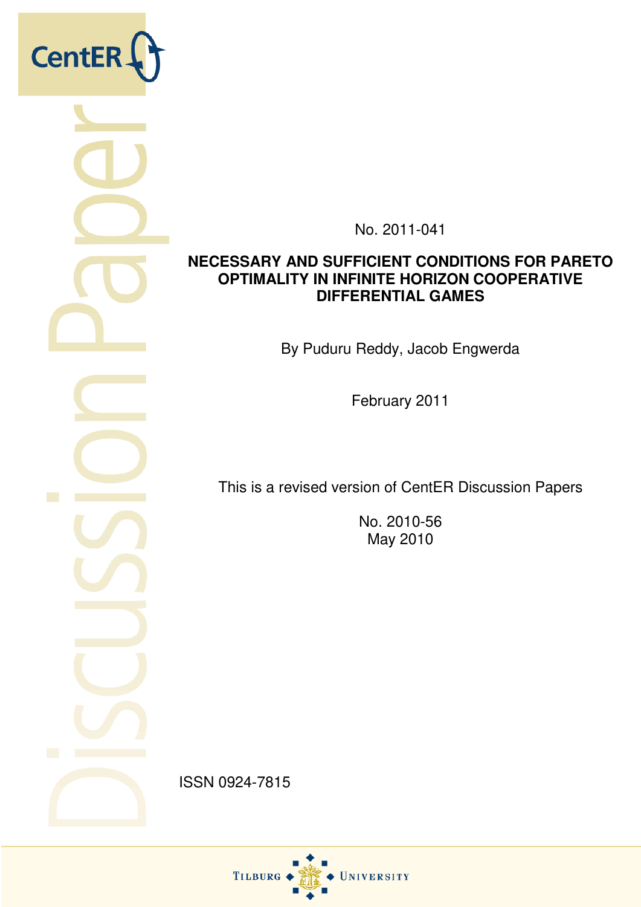No. 2011-041

**NECESSARY AND SUFFICIENT CONDITIONS FOR PARETO OPTIMALITY IN INFINITE HORIZON COOPERATIVE DIFFERENTIAL GAMES**

By Puduru Reddy, Jacob Engwerda

February 2011

This is a revised version of CentER Discussion Papers

No. 2010-56
May 2010

ISSN 0924-7815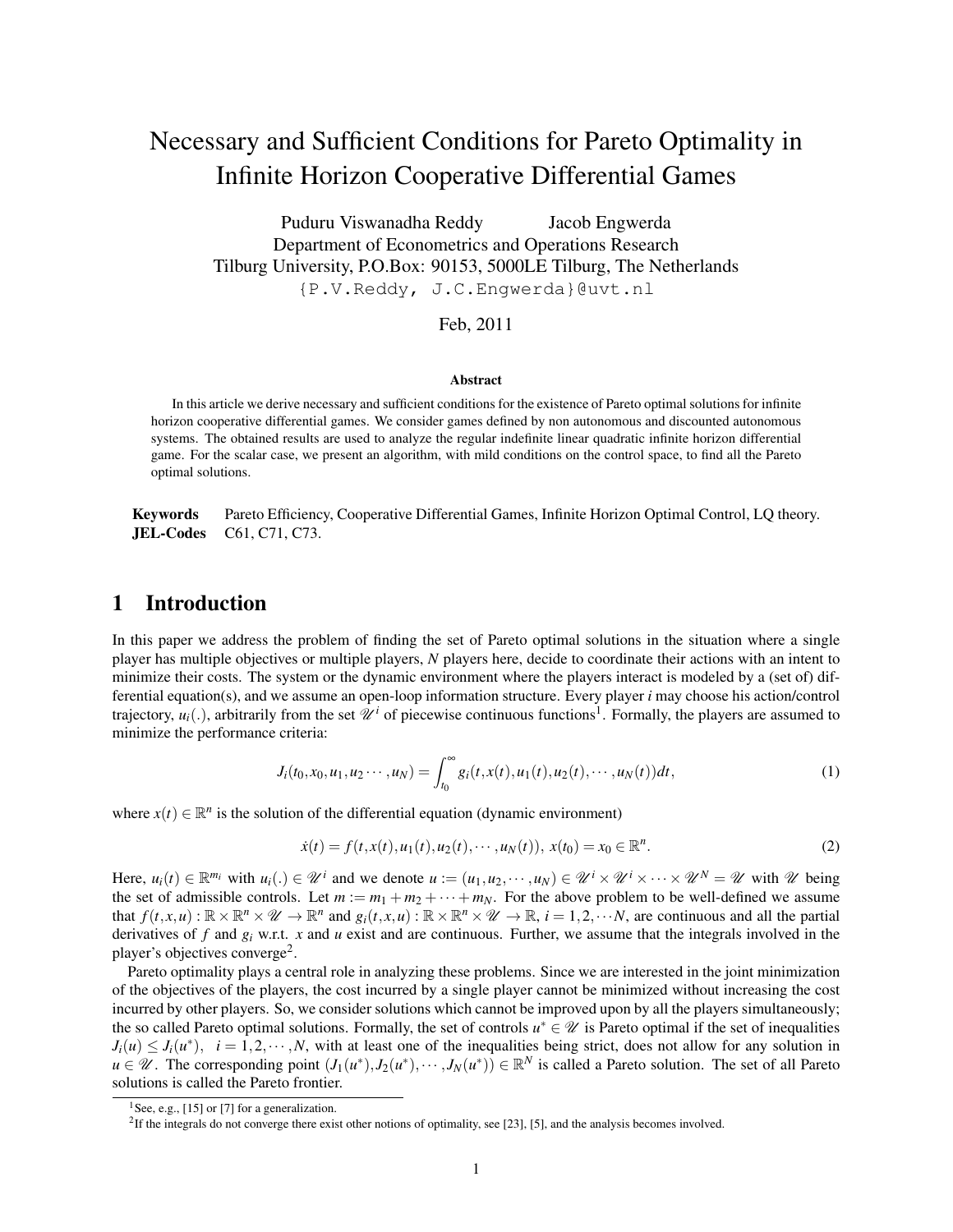# Necessary and Sufficient Conditions for Pareto Optimality in Infinite Horizon Cooperative Differential Games

Puduru Viswanadha Reddy  Jacob Engwerda

Department of Econometrics and Operations Research

Tilburg University, P.O.Box: 90153, 5000LE Tilburg, The Netherlands

{P.V.Reddy, J.C.Engwerda}@uvt.nl

Feb, 2011

### Abstract

In this article we derive necessary and sufficient conditions for the existence of Pareto optimal solutions for infinite horizon cooperative differential games. We consider games defined by non autonomous and discounted autonomous systems. The obtained results are used to analyze the regular indefinite linear quadratic infinite horizon differential game. For the scalar case, we present an algorithm, with mild conditions on the control space, to find all the Pareto optimal solutions.

**Keywords** Pareto Efficiency, Cooperative Differential Games, Infinite Horizon Optimal Control, LQ theory.

**JEL-Codes** C61, C71, C73.

## 1 Introduction

In this paper we address the problem of finding the set of Pareto optimal solutions in the situation where a single player has multiple objectives or multiple players, $N$ players here, decide to coordinate their actions with an intent to minimize their costs. The system or the dynamic environment where the players interact is modeled by a (set of) differential equation(s), and we assume an open-loop information structure. Every player $i$ may choose his action/control trajectory, $u_i(.)$, arbitrarily from the set $\mathscr{U}^i$ of piecewise continuous functions[1]. Formally, the players are assumed to minimize the performance criteria:

$$J_i(t_0, x_0, u_1, u_2 \cdots, u_N) = \int_{t_0}^{\infty} g_i(t, x(t), u_1(t), u_2(t), \cdots, u_N(t))dt, \tag{1}$$

where $x(t) \in \mathbb{R}^n$ is the solution of the differential equation (dynamic environment)

$$\dot{x}(t) = f(t, x(t), u_1(t), u_2(t), \cdots, u_N(t)),\ x(t_0) = x_0 \in \mathbb{R}^n. \tag{2}$$

Here, $u_i(t) \in \mathbb{R}^{m_i}$ with $u_i(.) \in \mathscr{U}^i$ and we denote $u := (u_1, u_2, \cdots, u_N) \in \mathscr{U}^i \times \mathscr{U}^i \times \cdots \times \mathscr{U}^N = \mathscr{U}$ with $\mathscr{U}$ being the set of admissible controls. Let $m := m_1 + m_2 + \cdots + m_N$. For the above problem to be well-defined we assume that $f(t, x, u) : \mathbb{R} \times \mathbb{R}^n \times \mathscr{U} \to \mathbb{R}^n$ and $g_i(t, x, u) : \mathbb{R} \times \mathbb{R}^n \times \mathscr{U} \to \mathbb{R}$, $i = 1, 2, \cdots N$, are continuous and all the partial derivatives of $f$ and $g_i$ w.r.t. $x$ and $u$ exist and are continuous. Further, we assume that the integrals involved in the player's objectives converge[2].

Pareto optimality plays a central role in analyzing these problems. Since we are interested in the joint minimization of the objectives of the players, the cost incurred by a single player cannot be minimized without increasing the cost incurred by other players. So, we consider solutions which cannot be improved upon by all the players simultaneously; the so called Pareto optimal solutions. Formally, the set of controls $u^* \in \mathscr{U}$ is Pareto optimal if the set of inequalities $J_i(u) \leq J_i(u^*)$, $i = 1, 2, \cdots, N$, with at least one of the inequalities being strict, does not allow for any solution in $u \in \mathscr{U}$. The corresponding point $(J_1(u^*), J_2(u^*), \cdots, J_N(u^*)) \in \mathbb{R}^N$ is called a Pareto solution. The set of all Pareto solutions is called the Pareto frontier.

---

[1] See, e.g., [15] or [7] for a generalization.

[2] If the integrals do not converge there exist other notions of optimality, see [23], [5], and the analysis becomes involved.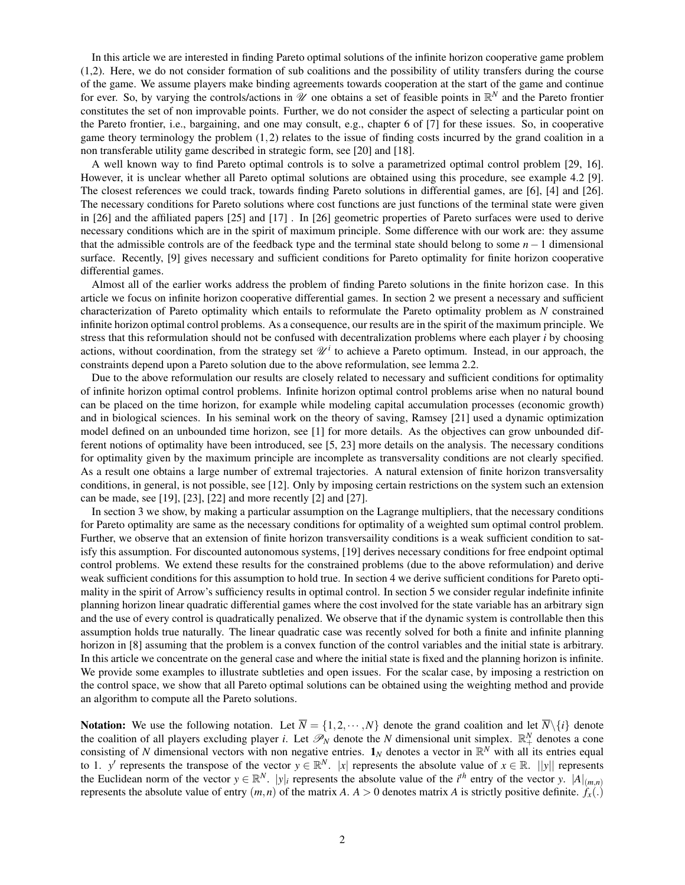In this article we are interested in finding Pareto optimal solutions of the infinite horizon cooperative game problem (1,2). Here, we do not consider formation of sub coalitions and the possibility of utility transfers during the course of the game. We assume players make binding agreements towards cooperation at the start of the game and continue for ever. So, by varying the controls/actions in $\mathscr{U}$ one obtains a set of feasible points in $\mathbb{R}^N$ and the Pareto frontier constitutes the set of non improvable points. Further, we do not consider the aspect of selecting a particular point on the Pareto frontier, i.e., bargaining, and one may consult, e.g., chapter 6 of [7] for these issues. So, in cooperative game theory terminology the problem $(1,2)$ relates to the issue of finding costs incurred by the grand coalition in a non transferable utility game described in strategic form, see [20] and [18].

A well known way to find Pareto optimal controls is to solve a parametrized optimal control problem [29, 16]. However, it is unclear whether all Pareto optimal solutions are obtained using this procedure, see example 4.2 [9]. The closest references we could track, towards finding Pareto solutions in differential games, are [6], [4] and [26]. The necessary conditions for Pareto solutions where cost functions are just functions of the terminal state were given in [26] and the affiliated papers [25] and [17] . In [26] geometric properties of Pareto surfaces were used to derive necessary conditions which are in the spirit of maximum principle. Some difference with our work are: they assume that the admissible controls are of the feedback type and the terminal state should belong to some $n-1$ dimensional surface. Recently, [9] gives necessary and sufficient conditions for Pareto optimality for finite horizon cooperative differential games.

Almost all of the earlier works address the problem of finding Pareto solutions in the finite horizon case. In this article we focus on infinite horizon cooperative differential games. In section 2 we present a necessary and sufficient characterization of Pareto optimality which entails to reformulate the Pareto optimality problem as $N$ constrained infinite horizon optimal control problems. As a consequence, our results are in the spirit of the maximum principle. We stress that this reformulation should not be confused with decentralization problems where each player $i$ by choosing actions, without coordination, from the strategy set $\mathscr{U}^i$ to achieve a Pareto optimum. Instead, in our approach, the constraints depend upon a Pareto solution due to the above reformulation, see lemma 2.2.

Due to the above reformulation our results are closely related to necessary and sufficient conditions for optimality of infinite horizon optimal control problems. Infinite horizon optimal control problems arise when no natural bound can be placed on the time horizon, for example while modeling capital accumulation processes (economic growth) and in biological sciences. In his seminal work on the theory of saving, Ramsey [21] used a dynamic optimization model defined on an unbounded time horizon, see [1] for more details. As the objectives can grow unbounded different notions of optimality have been introduced, see [5, 23] more details on the analysis. The necessary conditions for optimality given by the maximum principle are incomplete as transversality conditions are not clearly specified. As a result one obtains a large number of extremal trajectories. A natural extension of finite horizon transversality conditions, in general, is not possible, see [12]. Only by imposing certain restrictions on the system such an extension can be made, see [19], [23], [22] and more recently [2] and [27].

In section 3 we show, by making a particular assumption on the Lagrange multipliers, that the necessary conditions for Pareto optimality are same as the necessary conditions for optimality of a weighted sum optimal control problem. Further, we observe that an extension of finite horizon transversaility conditions is a weak sufficient condition to satisfy this assumption. For discounted autonomous systems, [19] derives necessary conditions for free endpoint optimal control problems. We extend these results for the constrained problems (due to the above reformulation) and derive weak sufficient conditions for this assumption to hold true. In section 4 we derive sufficient conditions for Pareto optimality in the spirit of Arrow's sufficiency results in optimal control. In section 5 we consider regular indefinite infinite planning horizon linear quadratic differential games where the cost involved for the state variable has an arbitrary sign and the use of every control is quadratically penalized. We observe that if the dynamic system is controllable then this assumption holds true naturally. The linear quadratic case was recently solved for both a finite and infinite planning horizon in [8] assuming that the problem is a convex function of the control variables and the initial state is arbitrary. In this article we concentrate on the general case and where the initial state is fixed and the planning horizon is infinite. We provide some examples to illustrate subtleties and open issues. For the scalar case, by imposing a restriction on the control space, we show that all Pareto optimal solutions can be obtained using the weighting method and provide an algorithm to compute all the Pareto solutions.

**Notation:** We use the following notation. Let $\overline{N}=\{1,2,\cdots,N\}$ denote the grand coalition and let $\overline{N}\backslash\{i\}$ denote the coalition of all players excluding player $i$. Let $\mathscr{P}_N$ denote the $N$ dimensional unit simplex. $\mathbb{R}^N_+$ denotes a cone consisting of $N$ dimensional vectors with non negative entries. $\mathbf{1}_N$ denotes a vector in $\mathbb{R}^N$ with all its entries equal to 1. $y'$ represents the transpose of the vector $y\in\mathbb{R}^N$. $|x|$ represents the absolute value of $x\in\mathbb{R}$. $||y||$ represents the Euclidean norm of the vector $y\in\mathbb{R}^N$. $|y|_i$ represents the absolute value of the $i^{th}$ entry of the vector $y$. $|A|_{(m,n)}$ represents the absolute value of entry $(m,n)$ of the matrix $A$. $A>0$ denotes matrix $A$ is strictly positive definite. $f_x(.)$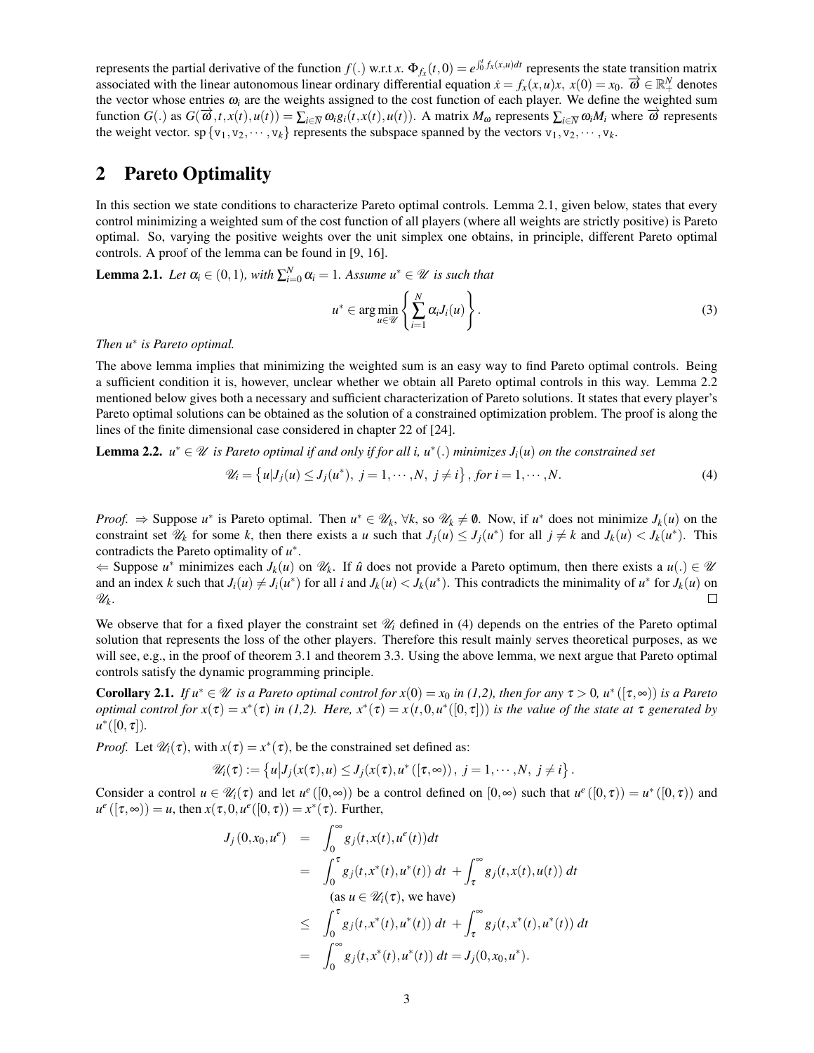represents the partial derivative of the function $f(.)$ w.r.t $x$. $\Phi_{f_x}(t,0) = e^{\int_0^t f_x(x,u)dt}$ represents the state transition matrix associated with the linear autonomous linear ordinary differential equation $\dot{x} = f_x(x,u)x,\ x(0) = x_0$. $\overrightarrow{\omega} \in \mathbb{R}_+^N$ denotes the vector whose entries $\omega_i$ are the weights assigned to the cost function of each player. We define the weighted sum function $G(.)$ as $G(\overrightarrow{\omega},t,x(t),u(t)) = \sum_{i\in\mathcal{N}} \omega_i g_i(t,x(t),u(t))$. A matrix $M_\omega$ represents $\sum_{i\in\mathcal{N}} \omega_i M_i$ where $\overrightarrow{\omega}$ represents the weight vector. $\mathrm{sp}\{\mathtt{v}_1, \mathtt{v}_2, \cdots, \mathtt{v}_k\}$ represents the subspace spanned by the vectors $\mathtt{v}_1, \mathtt{v}_2, \cdots, \mathtt{v}_k$.

## 2 Pareto Optimality

In this section we state conditions to characterize Pareto optimal controls. Lemma 2.1, given below, states that every control minimizing a weighted sum of the cost function of all players (where all weights are strictly positive) is Pareto optimal. So, varying the positive weights over the unit simplex one obtains, in principle, different Pareto optimal controls. A proof of the lemma can be found in [9, 16].

**Lemma 2.1.** *Let $\alpha_i \in (0,1)$, with $\sum_{i=0}^N \alpha_i = 1$. Assume $u^* \in \mathscr{U}$ is such that*

$$u^* \in \arg\min_{u\in\mathscr{U}} \left\{ \sum_{i=1}^N \alpha_i J_i(u) \right\}. \tag{3}$$

*Then $u^*$ is Pareto optimal.*

The above lemma implies that minimizing the weighted sum is an easy way to find Pareto optimal controls. Being a sufficient condition it is, however, unclear whether we obtain all Pareto optimal controls in this way. Lemma 2.2 mentioned below gives both a necessary and sufficient characterization of Pareto solutions. It states that every player's Pareto optimal solutions can be obtained as the solution of a constrained optimization problem. The proof is along the lines of the finite dimensional case considered in chapter 22 of [24].

**Lemma 2.2.** *$u^* \in \mathscr{U}$ is Pareto optimal if and only if for all $i$, $u^*(.)$ minimizes $J_i(u)$ on the constrained set*

$$\mathscr{U}_i = \left\{ u | J_j(u) \le J_j(u^*),\ j = 1,\cdots,N,\ j \neq i \right\}, \text{ for } i = 1,\cdots,N. \tag{4}$$

*Proof.* $\Rightarrow$ Suppose $u^*$ is Pareto optimal. Then $u^* \in \mathscr{U}_k$, $\forall k$, so $\mathscr{U}_k \neq \emptyset$. Now, if $u^*$ does not minimize $J_k(u)$ on the constraint set $\mathscr{U}_k$ for some $k$, then there exists a $u$ such that $J_j(u) \le J_j(u^*)$ for all $j \neq k$ and $J_k(u) < J_k(u^*)$. This contradicts the Pareto optimality of $u^*$.
$\Leftarrow$ Suppose $u^*$ minimizes each $J_k(u)$ on $\mathscr{U}_k$. If $\hat{u}$ does not provide a Pareto optimum, then there exists a $u(.) \in \mathscr{U}$ and an index $k$ such that $J_i(u) \neq J_i(u^*)$ for all $i$ and $J_k(u) < J_k(u^*)$. This contradicts the minimality of $u^*$ for $J_k(u)$ on $\mathscr{U}_k$. $\square$

We observe that for a fixed player the constraint set $\mathscr{U}_i$ defined in (4) depends on the entries of the Pareto optimal solution that represents the loss of the other players. Therefore this result mainly serves theoretical purposes, as we will see, e.g., in the proof of theorem 3.1 and theorem 3.3. Using the above lemma, we next argue that Pareto optimal controls satisfy the dynamic programming principle.

**Corollary 2.1.** *If $u^* \in \mathscr{U}$ is a Pareto optimal control for $x(0) = x_0$ in (1,2), then for any $\tau > 0$, $u^*([\tau,\infty))$ is a Pareto optimal control for $x(\tau) = x^*(\tau)$ in (1,2). Here, $x^*(\tau) = x(t,0,u^*([0,\tau]))$ is the value of the state at $\tau$ generated by $u^*([0,\tau])$.*

*Proof.* Let $\mathscr{U}_i(\tau)$, with $x(\tau) = x^*(\tau)$, be the constrained set defined as:

$$\mathscr{U}_i(\tau) := \left\{ u \middle| J_j(x(\tau),u) \le J_j(x(\tau),u^*([\tau,\infty)),\ j = 1,\cdots,N,\ j \neq i \right\}.$$

Consider a control $u \in \mathscr{U}_i(\tau)$ and let $u^e([0,\infty))$ be a control defined on $[0,\infty)$ such that $u^e([0,\tau)) = u^*([0,\tau))$ and $u^e([\tau,\infty)) = u$, then $x(\tau,0,u^e([0,\tau)) = x^*(\tau)$. Further,

$$\begin{aligned}
J_j(0,x_0,u^e) &= \int_0^\infty g_j(t,x(t),u^e(t))dt \\
&= \int_0^\tau g_j(t,x^*(t),u^*(t))\,dt + \int_\tau^\infty g_j(t,x(t),u(t))\,dt \\
&\quad \text{(as } u \in \mathscr{U}_i(\tau)\text{, we have)} \\
&\le \int_0^\tau g_j(t,x^*(t),u^*(t))\,dt + \int_\tau^\infty g_j(t,x^*(t),u^*(t))\,dt \\
&= \int_0^\infty g_j(t,x^*(t),u^*(t))\,dt = J_j(0,x_0,u^*).
\end{aligned}$$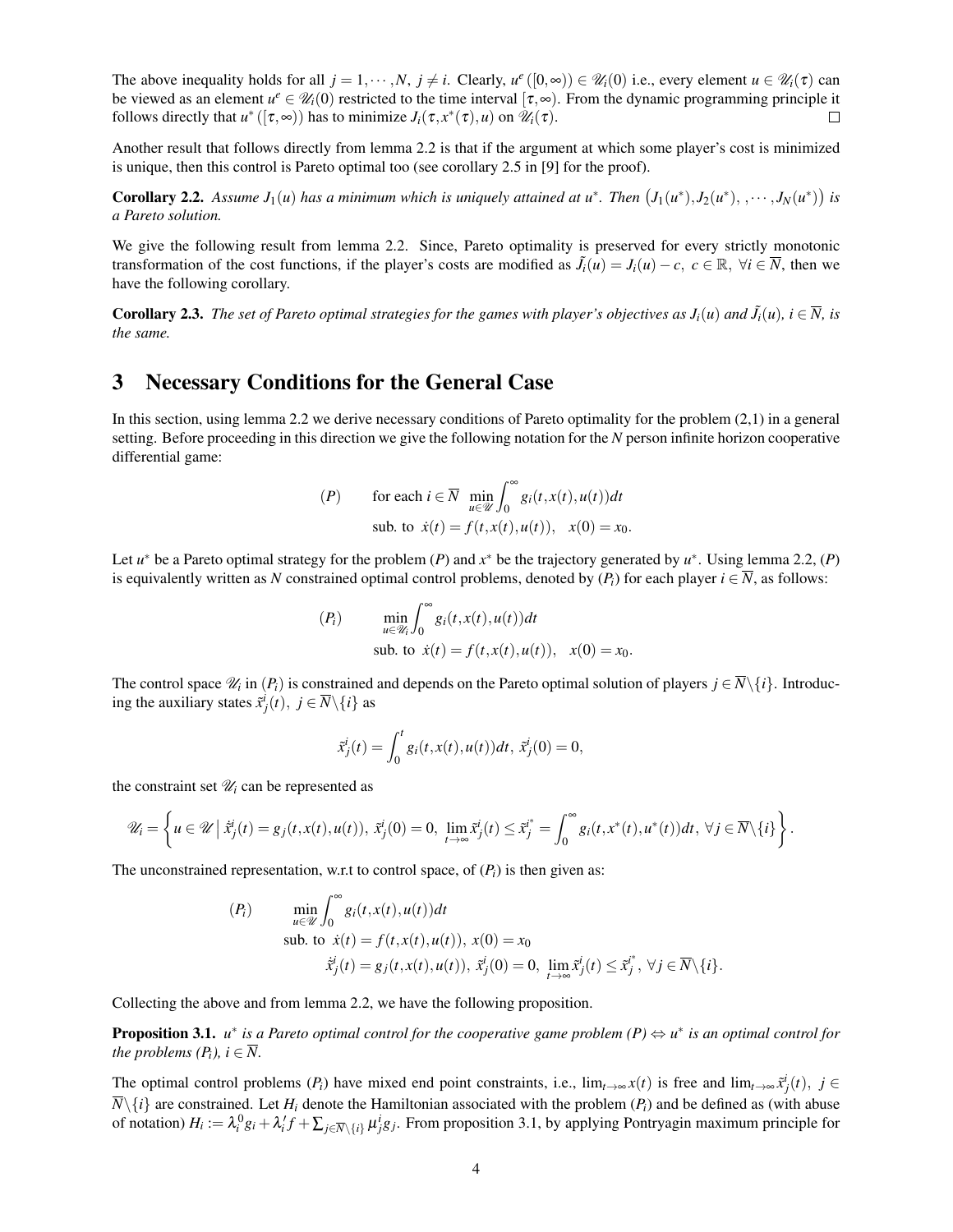The above inequality holds for all $j = 1, \cdots, N,\ j \neq i$. Clearly, $u^e([0,\infty)) \in \mathscr{U}_i(0)$ i.e., every element $u \in \mathscr{U}_i(\tau)$ can be viewed as an element $u^e \in \mathscr{U}_i(0)$ restricted to the time interval $[\tau, \infty)$. From the dynamic programming principle it follows directly that $u^*([\tau,\infty))$ has to minimize $J_i(\tau, x^*(\tau), u)$ on $\mathscr{U}_i(\tau)$. □

Another result that follows directly from lemma 2.2 is that if the argument at which some player's cost is minimized is unique, then this control is Pareto optimal too (see corollary 2.5 in [9] for the proof).

**Corollary 2.2.** *Assume $J_1(u)$ has a minimum which is uniquely attained at $u^*$. Then $\big(J_1(u^*), J_2(u^*), , \cdots, J_N(u^*)\big)$ is a Pareto solution.*

We give the following result from lemma 2.2. Since, Pareto optimality is preserved for every strictly monotonic transformation of the cost functions, if the player's costs are modified as $\tilde{J}_i(u) = J_i(u) - c,\ c \in \mathbb{R},\ \forall i \in \overline{N}$, then we have the following corollary.

**Corollary 2.3.** *The set of Pareto optimal strategies for the games with player's objectives as $J_i(u)$ and $\tilde{J}_i(u)$, $i \in \overline{N}$, is the same.*

# 3 Necessary Conditions for the General Case

In this section, using lemma 2.2 we derive necessary conditions of Pareto optimality for the problem (2,1) in a general setting. Before proceeding in this direction we give the following notation for the $N$ person infinite horizon cooperative differential game:

$$(P) \qquad \text{for each } i \in \overline{N} \ \min_{u \in \mathscr{U}} \int_0^\infty g_i(t, x(t), u(t))dt$$
$$\text{sub. to } \ \dot{x}(t) = f(t, x(t), u(t)), \quad x(0) = x_0.$$

Let $u^*$ be a Pareto optimal strategy for the problem $(P)$ and $x^*$ be the trajectory generated by $u^*$. Using lemma 2.2, $(P)$ is equivalently written as $N$ constrained optimal control problems, denoted by $(P_i)$ for each player $i \in \overline{N}$, as follows:

$$(P_i) \qquad \min_{u \in \mathscr{U}_i} \int_0^\infty g_i(t, x(t), u(t))dt$$
$$\text{sub. to } \ \dot{x}(t) = f(t, x(t), u(t)), \quad x(0) = x_0.$$

The control space $\mathscr{U}_i$ in $(P_i)$ is constrained and depends on the Pareto optimal solution of players $j \in \overline{N} \backslash \{i\}$. Introducing the auxiliary states $\tilde{x}^i_j(t),\ j \in \overline{N} \backslash \{i\}$ as

$$\tilde{x}^i_j(t) = \int_0^t g_i(t, x(t), u(t))dt,\ \tilde{x}^i_j(0) = 0,$$

the constraint set $\mathscr{U}_i$ can be represented as

$$\mathscr{U}_i = \left\{ u \in \mathscr{U} \,\Big|\, \dot{\tilde{x}}^i_j(t) = g_j(t, x(t), u(t)),\ \tilde{x}^i_j(0) = 0,\ \lim_{t\to\infty} \tilde{x}^i_j(t) \leq \tilde{x}^{i^*}_j = \int_0^\infty g_i(t, x^*(t), u^*(t))dt,\ \forall j \in \overline{N} \backslash \{i\} \right\}.$$

The unconstrained representation, w.r.t to control space, of $(P_i)$ is then given as:

$$(P_i) \qquad \min_{u \in \mathscr{U}} \int_0^\infty g_i(t, x(t), u(t))dt$$
$$\text{sub. to } \ \dot{x}(t) = f(t, x(t), u(t)),\ x(0) = x_0$$
$$\dot{\tilde{x}}^i_j(t) = g_j(t, x(t), u(t)),\ \tilde{x}^i_j(0) = 0,\ \lim_{t\to\infty} \tilde{x}^i_j(t) \leq \tilde{x}^{i^*}_j,\ \forall j \in \overline{N} \backslash \{i\}.$$

Collecting the above and from lemma 2.2, we have the following proposition.

**Proposition 3.1.** *$u^*$ is a Pareto optimal control for the cooperative game problem $(P)$ $\Leftrightarrow$ $u^*$ is an optimal control for the problems $(P_i)$, $i \in \overline{N}$.*

The optimal control problems $(P_i)$ have mixed end point constraints, i.e., $\lim_{t\to\infty} x(t)$ is free and $\lim_{t\to\infty} \tilde{x}^i_j(t),\ j \in \overline{N} \backslash \{i\}$ are constrained. Let $H_i$ denote the Hamiltonian associated with the problem $(P_i)$ and be defined as (with abuse of notation) $H_i := \lambda^0_i g_i + \lambda'_i f + \sum_{j \in \overline{N} \backslash \{i\}} \mu^i_j g_j$. From proposition 3.1, by applying Pontryagin maximum principle for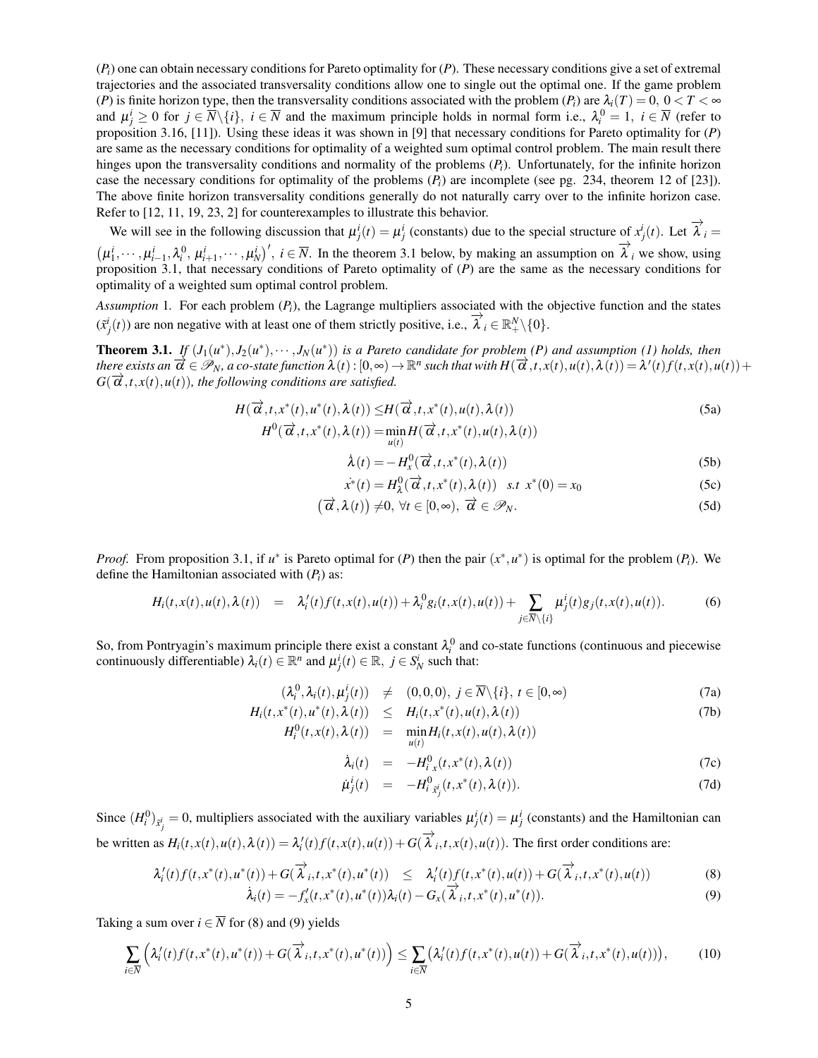($P_i$) one can obtain necessary conditions for Pareto optimality for ($P$). These necessary conditions give a set of extremal trajectories and the associated transversality conditions allow one to single out the optimal one. If the game problem ($P$) is finite horizon type, then the transversality conditions associated with the problem ($P_i$) are $\lambda_i(T) = 0,\ 0 < T < \infty$ and $\mu^i_j \geq 0$ for $j \in \overline{N}\backslash\{i\},\ i \in \overline{N}$ and the maximum principle holds in normal form i.e., $\lambda^0_i = 1,\ i \in \overline{N}$ (refer to proposition 3.16, [11]). Using these ideas it was shown in [9] that necessary conditions for Pareto optimality for ($P$) are same as the necessary conditions for optimality of a weighted sum optimal control problem. The main result there hinges upon the transversality conditions and normality of the problems ($P_i$). Unfortunately, for the infinite horizon case the necessary conditions for optimality of the problems ($P_i$) are incomplete (see pg. 234, theorem 12 of [23]). The above finite horizon transversality conditions generally do not naturally carry over to the infinite horizon case. Refer to [12, 11, 19, 23, 2] for counterexamples to illustrate this behavior.

We will see in the following discussion that $\mu^i_j(t) = \mu^i_j$ (constants) due to the special structure of $x^i_j(t)$. Let $\overrightarrow{\lambda}_i = \left(\mu^i_1, \cdots, \mu^i_{i-1}, \lambda^0_i,\ \mu^i_{i+1}, \cdots, \mu^i_N\right)',\ i \in \overline{N}$. In the theorem 3.1 below, by making an assumption on $\overrightarrow{\lambda}_i$ we show, using proposition 3.1, that necessary conditions of Pareto optimality of ($P$) are the same as the necessary conditions for optimality of a weighted sum optimal control problem.

*Assumption* 1. For each problem ($P_i$), the Lagrange multipliers associated with the objective function and the states ($\tilde{x}^i_j(t)$) are non negative with at least one of them strictly positive, i.e., $\overrightarrow{\lambda}_i \in \mathbb{R}^N_+\backslash\{0\}$.

**Theorem 3.1.** *If $(J_1(u^*), J_2(u^*), \cdots, J_N(u^*))$ is a Pareto candidate for problem (P) and assumption (1) holds, then there exists an $\overrightarrow{\alpha} \in \mathscr{P}_N$, a co-state function $\lambda(t) : [0,\infty) \to \mathbb{R}^n$ such that with $H(\overrightarrow{\alpha}, t, x(t), u(t), \lambda(t)) = \lambda'(t) f(t, x(t), u(t)) + G(\overrightarrow{\alpha}, t, x(t), u(t))$, the following conditions are satisfied.*

$$
\begin{aligned}
H(\overrightarrow{\alpha}, t, x^*(t), u^*(t), \lambda(t)) &\leq H(\overrightarrow{\alpha}, t, x^*(t), u(t), \lambda(t)) && \text{(5a)}\\
H^0(\overrightarrow{\alpha}, t, x^*(t), \lambda(t)) &= \min_{u(t)} H(\overrightarrow{\alpha}, t, x^*(t), u(t), \lambda(t))\\
\dot{\lambda}(t) &= -H^0_x(\overrightarrow{\alpha}, t, x^*(t), \lambda(t)) && \text{(5b)}\\
\dot{x}^*(t) &= H^0_\lambda(\overrightarrow{\alpha}, t, x^*(t), \lambda(t)) \quad s.t\ \ x^*(0) = x_0 && \text{(5c)}\\
\left(\overrightarrow{\alpha}, \lambda(t)\right) &\neq 0,\ \forall t \in [0,\infty),\ \overrightarrow{\alpha} \in \mathscr{P}_N. && \text{(5d)}
\end{aligned}
$$

*Proof.* From proposition 3.1, if $u^*$ is Pareto optimal for ($P$) then the pair $(x^*, u^*)$ is optimal for the problem ($P_i$). We define the Hamiltonian associated with ($P_i$) as:

$$
H_i(t, x(t), u(t), \lambda(t)) \;=\; \lambda_i'(t) f(t, x(t), u(t)) + \lambda^0_i g_i(t, x(t), u(t)) + \sum_{j \in \overline{N}\backslash\{i\}} \mu^i_j(t) g_j(t, x(t), u(t)). \tag{6}
$$

So, from Pontryagin's maximum principle there exist a constant $\lambda^0_i$ and co-state functions (continuous and piecewise continuously differentiable) $\lambda_i(t) \in \mathbb{R}^n$ and $\mu^i_j(t) \in \mathbb{R},\ j \in S^i_N$ such that:

$$
\begin{aligned}
(\lambda^0_i, \lambda_i(t), \mu^i_j(t)) &\neq (0,0,0),\ j \in \overline{N}\backslash\{i\},\ t \in [0,\infty) && \text{(7a)}\\
H_i(t, x^*(t), u^*(t), \lambda(t)) &\leq H_i(t, x^*(t), u(t), \lambda(t)) && \text{(7b)}\\
H^0_i(t, x(t), \lambda(t)) &= \min_{u(t)} H_i(t, x(t), u(t), \lambda(t))\\
\dot{\lambda}_i(t) &= -H^0_{i\,x}(t, x^*(t), \lambda(t)) && \text{(7c)}\\
\dot{\mu}^i_j(t) &= -H^0_{i\,\tilde{x}^i_j}(t, x^*(t), \lambda(t)). && \text{(7d)}
\end{aligned}
$$

Since $(H^0_i)_{\tilde{x}^i_j} = 0$, multipliers associated with the auxiliary variables $\mu^i_j(t) = \mu^i_j$ (constants) and the Hamiltonian can be written as $H_i(t, x(t), u(t), \lambda(t)) = \lambda_i'(t) f(t, x(t), u(t)) + G(\overrightarrow{\lambda}_i, t, x(t), u(t))$. The first order conditions are:

$$
\begin{aligned}
\lambda_i'(t) f(t, x^*(t), u^*(t)) + G(\overrightarrow{\lambda}_i, t, x^*(t), u^*(t)) &\leq \lambda_i'(t) f(t, x^*(t), u(t)) + G(\overrightarrow{\lambda}_i, t, x^*(t), u(t)) && \text{(8)}\\
\dot{\lambda}_i(t) = -f_x'(t, x^*(t), u^*(t))\lambda_i(t) &- G_x(\overrightarrow{\lambda}_i, t, x^*(t), u^*(t)). && \text{(9)}
\end{aligned}
$$

Taking a sum over $i \in \overline{N}$ for (8) and (9) yields

$$
\sum_{i \in \overline{N}} \Big(\lambda_i'(t) f(t, x^*(t), u^*(t)) + G(\overrightarrow{\lambda}_i, t, x^*(t), u^*(t))\Big) \leq \sum_{i \in \overline{N}} \big(\lambda_i'(t) f(t, x^*(t), u(t)) + G(\overrightarrow{\lambda}_i, t, x^*(t), u(t))\big), \tag{10}
$$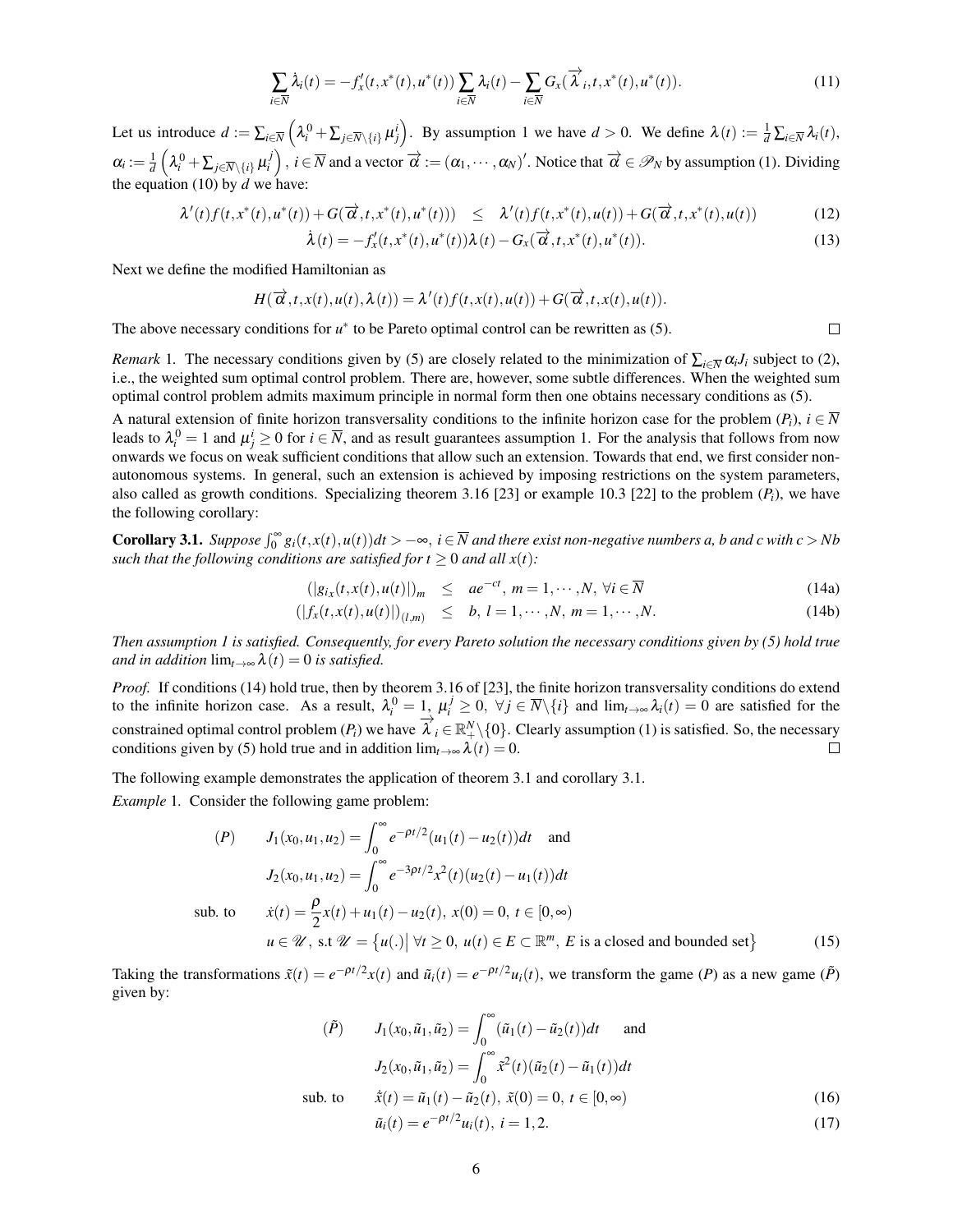$$\sum_{i\in\overline{N}} \dot{\lambda}_i(t) = -f_x'(t,x^*(t),u^*(t)) \sum_{i\in\overline{N}} \lambda_i(t) - \sum_{i\in\overline{N}} G_x(\overrightarrow{\lambda}_i, t, x^*(t), u^*(t)). \tag{11}$$

Let us introduce $d := \sum_{i\in\overline{N}} \left(\lambda_i^0 + \sum_{j\in\overline{N}\setminus\{i\}} \mu_j^i\right)$. By assumption 1 we have $d > 0$. We define $\lambda(t) := \frac{1}{d}\sum_{i\in\overline{N}} \lambda_i(t)$, $\alpha_i := \frac{1}{d}\left(\lambda_i^0 + \sum_{j\in\overline{N}\setminus\{i\}} \mu_i^j\right)$, $i\in\overline{N}$ and a vector $\overrightarrow{\alpha} := (\alpha_1,\cdots,\alpha_N)'$. Notice that $\overrightarrow{\alpha} \in \mathscr{P}_N$ by assumption (1). Dividing the equation (10) by $d$ we have:

$$\lambda'(t) f(t,x^*(t),u^*(t)) + G(\overrightarrow{\alpha}, t, x^*(t), u^*(t))) \quad \le \quad \lambda'(t) f(t,x^*(t),u(t)) + G(\overrightarrow{\alpha}, t, x^*(t), u(t)) \tag{12}$$

$$\dot{\lambda}(t) = -f_x'(t,x^*(t),u^*(t))\lambda(t) - G_x(\overrightarrow{\alpha}, t, x^*(t), u^*(t)). \tag{13}$$

Next we define the modified Hamiltonian as

$$H(\overrightarrow{\alpha}, t, x(t), u(t), \lambda(t)) = \lambda'(t) f(t,x(t),u(t)) + G(\overrightarrow{\alpha}, t, x(t), u(t)).$$

The above necessary conditions for $u^*$ to be Pareto optimal control can be rewritten as (5). $\square$

*Remark* 1. The necessary conditions given by (5) are closely related to the minimization of $\sum_{i\in\overline{N}} \alpha_i J_i$ subject to (2), i.e., the weighted sum optimal control problem. There are, however, some subtle differences. When the weighted sum optimal control problem admits maximum principle in normal form then one obtains necessary conditions as (5).

A natural extension of finite horizon transversality conditions to the infinite horizon case for the problem $(P_i)$, $i\in\overline{N}$ leads to $\lambda_i^0 = 1$ and $\mu_j^i \ge 0$ for $i\in\overline{N}$, and as result guarantees assumption 1. For the analysis that follows from now onwards we focus on weak sufficient conditions that allow such an extension. Towards that end, we first consider non-autonomous systems. In general, such an extension is achieved by imposing restrictions on the system parameters, also called as growth conditions. Specializing theorem 3.16 [23] or example 10.3 [22] to the problem $(P_i)$, we have the following corollary:

**Corollary 3.1.** *Suppose $\int_0^\infty g_i(t,x(t),u(t))dt > -\infty$, $i\in\overline{N}$ and there exist non-negative numbers a, b and c with $c > Nb$ such that the following conditions are satisfied for $t\ge 0$ and all $x(t)$:*

$$(|g_{i_x}(t,x(t),u(t)|)_m \quad \le \quad ae^{-ct},\ m = 1,\cdots,N,\ \forall i\in\overline{N} \tag{14a}$$

$$(|f_x(t,x(t),u(t))|)_{(l,m)} \quad \le \quad b,\ l = 1,\cdots,N,\ m = 1,\cdots,N. \tag{14b}$$

*Then assumption 1 is satisfied. Consequently, for every Pareto solution the necessary conditions given by (5) hold true and in addition $\lim_{t\to\infty}\lambda(t) = 0$ is satisfied.*

*Proof.* If conditions (14) hold true, then by theorem 3.16 of [23], the finite horizon transversality conditions do extend to the infinite horizon case. As a result, $\lambda_i^0 = 1$, $\mu_i^j \ge 0$, $\forall j\in\overline{N}\setminus\{i\}$ and $\lim_{t\to\infty}\lambda_i(t) = 0$ are satisfied for the constrained optimal control problem $(P_i)$ we have $\overrightarrow{\lambda}_i \in \mathbb{R}_+^N\setminus\{0\}$. Clearly assumption (1) is satisfied. So, the necessary conditions given by (5) hold true and in addition $\lim_{t\to\infty}\lambda(t) = 0$. $\square$

The following example demonstrates the application of theorem 3.1 and corollary 3.1.

*Example* 1. Consider the following game problem:

$$
\begin{aligned}
(P) \qquad & J_1(x_0,u_1,u_2) = \int_0^\infty e^{-\rho t/2}(u_1(t) - u_2(t))dt \quad \text{and} \\
& J_2(x_0,u_1,u_2) = \int_0^\infty e^{-3\rho t/2} x^2(t)(u_2(t) - u_1(t))dt \\
\text{sub. to} \qquad & \dot{x}(t) = \frac{\rho}{2}x(t) + u_1(t) - u_2(t),\ x(0) = 0,\ t\in[0,\infty) \\
& u\in\mathscr{U},\ \text{s.t}\ \mathscr{U} = \left\{u(.)\middle|\ \forall t\ge 0,\ u(t)\in E\subset\mathbb{R}^m,\ E \text{ is a closed and bounded set}\right\}
\end{aligned}
\tag{15}
$$

Taking the transformations $\tilde{x}(t) = e^{-\rho t/2}x(t)$ and $\tilde{u}_i(t) = e^{-\rho t/2}u_i(t)$, we transform the game $(P)$ as a new game $(\tilde{P})$ given by:

$$
\begin{aligned}
(\tilde{P}) \qquad & J_1(x_0,\tilde{u}_1,\tilde{u}_2) = \int_0^\infty (\tilde{u}_1(t) - \tilde{u}_2(t))dt \qquad \text{and} \\
& J_2(x_0,\tilde{u}_1,\tilde{u}_2) = \int_0^\infty \tilde{x}^2(t)(\tilde{u}_2(t) - \tilde{u}_1(t))dt \\
\text{sub. to} \qquad & \dot{\tilde{x}}(t) = \tilde{u}_1(t) - \tilde{u}_2(t),\ \tilde{x}(0) = 0,\ t\in[0,\infty) && (16) \\
& \tilde{u}_i(t) = e^{-\rho t/2}u_i(t),\ i = 1,2. && (17)
\end{aligned}
$$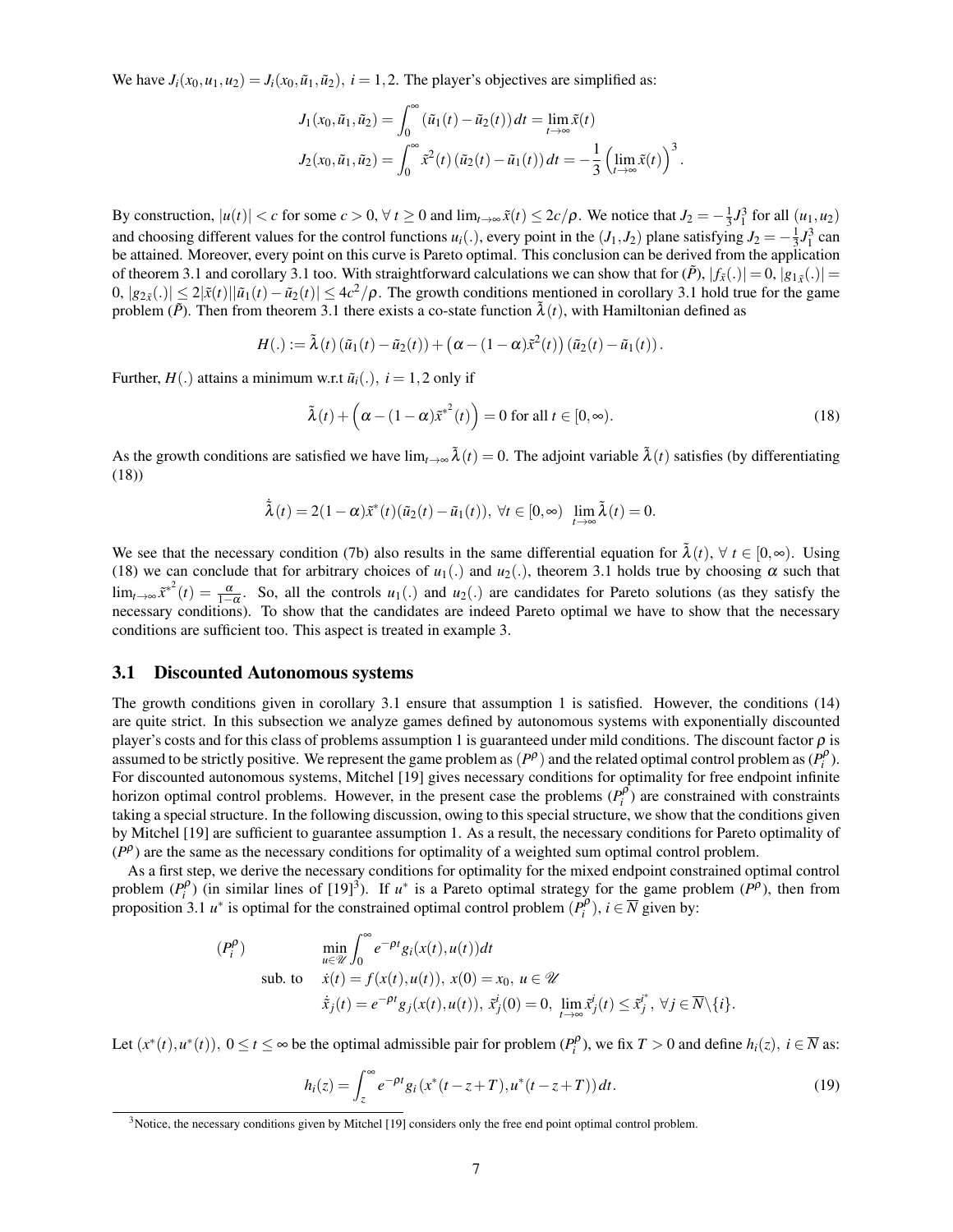We have $J_i(x_0,u_1,u_2) = J_i(x_0,\tilde{u}_1,\tilde{u}_2),\ i=1,2$. The player's objectives are simplified as:

$$
\begin{aligned}
J_1(x_0,\tilde{u}_1,\tilde{u}_2) &= \int_0^\infty (\tilde{u}_1(t)-\tilde{u}_2(t))\,dt = \lim_{t\to\infty}\tilde{x}(t)\\
J_2(x_0,\tilde{u}_1,\tilde{u}_2) &= \int_0^\infty \tilde{x}^2(t)\,(\tilde{u}_2(t)-\tilde{u}_1(t))\,dt = -\frac{1}{3}\left(\lim_{t\to\infty}\tilde{x}(t)\right)^3.
\end{aligned}
$$

By construction, $|u(t)|<c$ for some $c>0,\ \forall\ t\geq 0$ and $\lim_{t\to\infty}\tilde{x}(t)\leq 2c/\rho$. We notice that $J_2 = -\frac{1}{3}J_1^3$ for all $(u_1,u_2)$ and choosing different values for the control functions $u_i(.)$, every point in the $(J_1,J_2)$ plane satisfying $J_2=-\frac{1}{3}J_1^3$ can be attained. Moreover, every point on this curve is Pareto optimal. This conclusion can be derived from the application of theorem 3.1 and corollary 3.1 too. With straightforward calculations we can show that for $(\tilde{P})$, $|f_{\tilde{x}}(.)|=0$, $|g_{1\tilde{x}}(.)|=0$, $|g_{2\tilde{x}}(.)|\leq 2|\tilde{x}(t)||\tilde{u}_1(t)-\tilde{u}_2(t)|\leq 4c^2/\rho$. The growth conditions mentioned in corollary 3.1 hold true for the game problem $(\tilde{P})$. Then from theorem 3.1 there exists a co-state function $\tilde{\lambda}(t)$, with Hamiltonian defined as

$$
H(.) := \tilde{\lambda}(t)\,(\tilde{u}_1(t)-\tilde{u}_2(t)) + \left(\alpha-(1-\alpha)\tilde{x}^2(t)\right)(\tilde{u}_2(t)-\tilde{u}_1(t)).
$$

Further, $H(.)$ attains a minimum w.r.t $\tilde{u}_i(.),\ i=1,2$ only if

$$
\tilde{\lambda}(t) + \left(\alpha-(1-\alpha)\tilde{x}^{*^2}(t)\right) = 0 \text{ for all } t\in[0,\infty). \tag{18}
$$

As the growth conditions are satisfied we have $\lim_{t\to\infty}\tilde{\lambda}(t)=0$. The adjoint variable $\tilde{\lambda}(t)$ satisfies (by differentiating (18))

$$
\dot{\tilde{\lambda}}(t) = 2(1-\alpha)\tilde{x}^*(t)(\tilde{u}_2(t)-\tilde{u}_1(t)),\ \forall t\in[0,\infty)\ \ \lim_{t\to\infty}\tilde{\lambda}(t)=0.
$$

We see that the necessary condition (7b) also results in the same differential equation for $\tilde{\lambda}(t),\ \forall\ t\in[0,\infty)$. Using (18) we can conclude that for arbitrary choices of $u_1(.)$ and $u_2(.)$, theorem 3.1 holds true by choosing $\alpha$ such that $\lim_{t\to\infty}\tilde{x}^{*^2}(t)=\frac{\alpha}{1-\alpha}$. So, all the controls $u_1(.)$ and $u_2(.)$ are candidates for Pareto solutions (as they satisfy the necessary conditions). To show that the candidates are indeed Pareto optimal we have to show that the necessary conditions are sufficient too. This aspect is treated in example 3.

## 3.1 Discounted Autonomous systems

The growth conditions given in corollary 3.1 ensure that assumption 1 is satisfied. However, the conditions (14) are quite strict. In this subsection we analyze games defined by autonomous systems with exponentially discounted player's costs and for this class of problems assumption 1 is guaranteed under mild conditions. The discount factor $\rho$ is assumed to be strictly positive. We represent the game problem as $(P^\rho)$ and the related optimal control problem as $(P_i^\rho)$. For discounted autonomous systems, Mitchel [19] gives necessary conditions for optimality for free endpoint infinite horizon optimal control problems. However, in the present case the problems $(P_i^\rho)$ are constrained with constraints taking a special structure. In the following discussion, owing to this special structure, we show that the conditions given by Mitchel [19] are sufficient to guarantee assumption 1. As a result, the necessary conditions for Pareto optimality of $(P^\rho)$ are the same as the necessary conditions for optimality of a weighted sum optimal control problem.

As a first step, we derive the necessary conditions for optimality for the mixed endpoint constrained optimal control problem $(P_i^\rho)$ (in similar lines of [19][3]). If $u^*$ is a Pareto optimal strategy for the game problem $(P^\rho)$, then from proposition 3.1 $u^*$ is optimal for the constrained optimal control problem $(P_i^\rho)$, $i\in\overline{N}$ given by:

$$
\begin{aligned}
(P_i^\rho)\qquad & \min_{u\in\mathscr{U}}\int_0^\infty e^{-\rho t}g_i(x(t),u(t))dt\\
\text{sub. to}\quad & \dot{x}(t)=f(x(t),u(t)),\ x(0)=x_0,\ u\in\mathscr{U}\\
& \dot{\tilde{x}}_j(t)=e^{-\rho t}g_j(x(t),u(t)),\ \tilde{x}_j^i(0)=0,\ \lim_{t\to\infty}\tilde{x}_j^i(t)\leq\tilde{x}_j^{i^*},\ \forall j\in\overline{N}\backslash\{i\}.
\end{aligned}
$$

Let $(x^*(t),u^*(t)),\ 0\leq t\leq\infty$ be the optimal admissible pair for problem $(P_i^\rho)$, we fix $T>0$ and define $h_i(z),\ i\in\overline{N}$ as:

$$
h_i(z)=\int_z^\infty e^{-\rho t}g_i\left(x^*(t-z+T),u^*(t-z+T)\right)dt. \tag{19}
$$

[3] Notice, the necessary conditions given by Mitchel [19] considers only the free end point optimal control problem.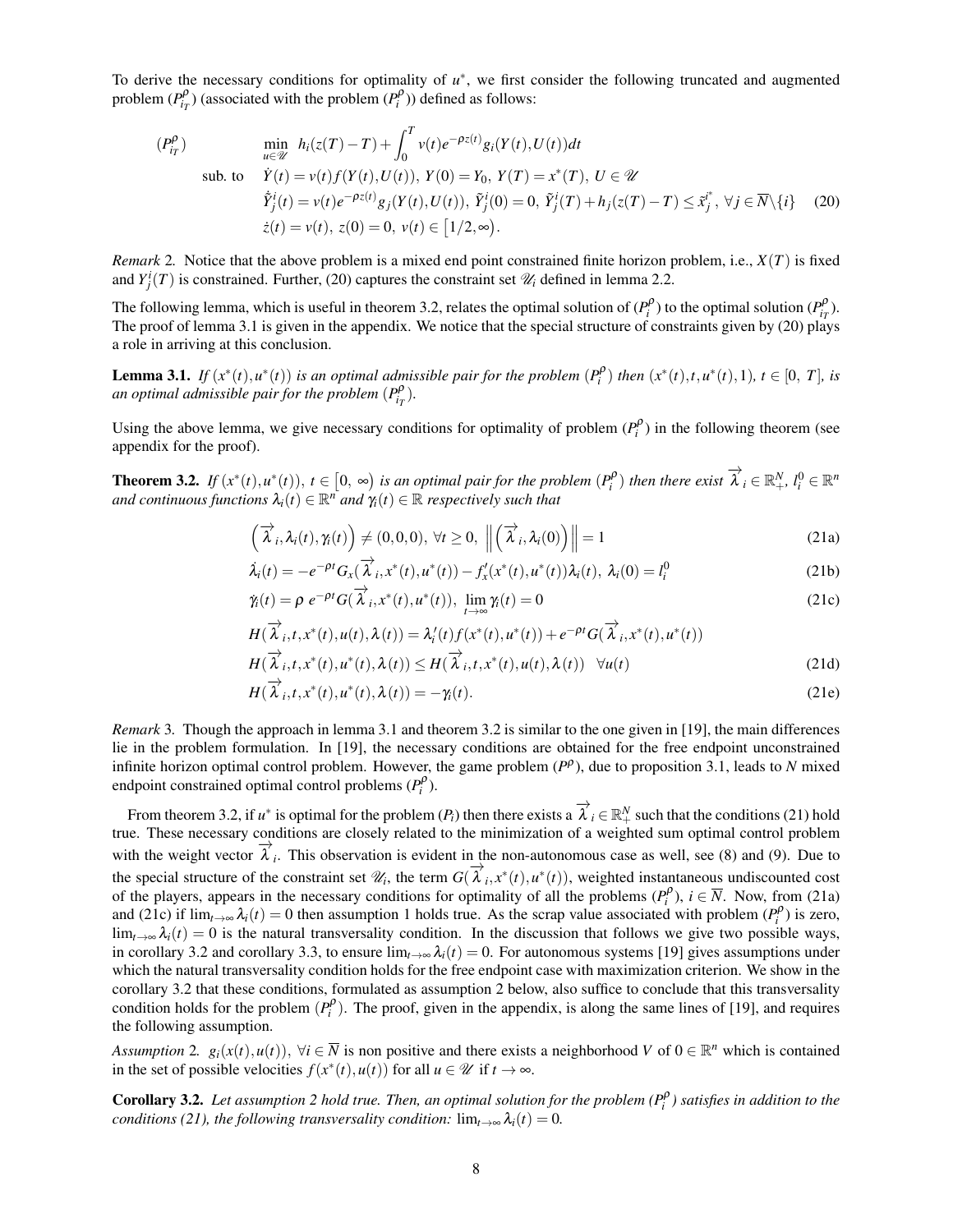To derive the necessary conditions for optimality of $u^*$, we first consider the following truncated and augmented problem $(P_{i_T}^{\rho})$ (associated with the problem $(P_i^{\rho})$) defined as follows:

$$
\begin{aligned}
(P_{i_T}^{\rho}) \qquad & \min_{u\in\mathscr{U}} \; h_i(z(T)-T)+\int_0^T v(t)e^{-\rho z(t)}g_i(Y(t),U(t))dt \\
\text{sub. to} \quad & \dot{Y}(t)=v(t)f(Y(t),U(t)),\; Y(0)=Y_0,\; Y(T)=x^*(T),\; U\in\mathscr{U} \\
& \dot{\tilde{Y}}_j^i(t)=v(t)e^{-\rho z(t)}g_j(Y(t),U(t)),\; \tilde{Y}_j^i(0)=0,\; \tilde{Y}_j^i(T)+h_j(z(T)-T)\leq \tilde{x}_j^{i^*},\; \forall j\in\overline{N}\backslash\{i\} \qquad (20) \\
& \dot{z}(t)=v(t),\; z(0)=0,\; v(t)\in\big[1/2,\infty\big).
\end{aligned}
$$

*Remark* 2. Notice that the above problem is a mixed end point constrained finite horizon problem, i.e., $X(T)$ is fixed and $Y_j^i(T)$ is constrained. Further, (20) captures the constraint set $\mathscr{U}_i$ defined in lemma 2.2.

The following lemma, which is useful in theorem 3.2, relates the optimal solution of $(P_i^{\rho})$ to the optimal solution $(P_{i_T}^{\rho})$. The proof of lemma 3.1 is given in the appendix. We notice that the special structure of constraints given by (20) plays a role in arriving at this conclusion.

**Lemma 3.1.** *If $(x^*(t),u^*(t))$ is an optimal admissible pair for the problem $(P_i^{\rho})$ then $(x^*(t),t,u^*(t),1)$, $t\in[0,\,T]$, is an optimal admissible pair for the problem $(P_{i_T}^{\rho})$.*

Using the above lemma, we give necessary conditions for optimality of problem $(P_i^{\rho})$ in the following theorem (see appendix for the proof).

**Theorem 3.2.** *If $(x^*(t),u^*(t))$, $t\in\big[0,\,\infty\big)$ is an optimal pair for the problem $(P_i^{\rho})$ then there exist $\overrightarrow{\lambda}_i\in\mathbb{R}_+^N$, $l_i^0\in\mathbb{R}^n$ and continuous functions $\lambda_i(t)\in\mathbb{R}^n$ and $\gamma_i(t)\in\mathbb{R}$ respectively such that*

$$\Big(\overrightarrow{\lambda}_i,\lambda_i(t),\gamma_i(t)\Big)\neq(0,0,0),\;\forall t\geq 0,\;\; \Big\|\Big(\overrightarrow{\lambda}_i,\lambda_i(0)\Big)\Big\|=1 \tag{21a}$$

$$\dot{\lambda}_i(t)=-e^{-\rho t}G_x(\overrightarrow{\lambda}_i,x^*(t),u^*(t))-f_x'(x^*(t),u^*(t))\lambda_i(t),\;\lambda_i(0)=l_i^0 \tag{21b}$$

$$\dot{\gamma}_i(t)=\rho\, e^{-\rho t}G(\overrightarrow{\lambda}_i,x^*(t),u^*(t)),\;\lim_{t\to\infty}\gamma_i(t)=0 \tag{21c}$$

$$H(\overrightarrow{\lambda}_i,t,x^*(t),u(t),\lambda(t))=\lambda_i'(t)f(x^*(t),u^*(t))+e^{-\rho t}G(\overrightarrow{\lambda}_i,x^*(t),u^*(t))$$

$$H(\overrightarrow{\lambda}_i,t,x^*(t),u^*(t),\lambda(t))\leq H(\overrightarrow{\lambda}_i,t,x^*(t),u(t),\lambda(t))\quad\forall u(t) \tag{21d}$$

$$H(\overrightarrow{\lambda}_i,t,x^*(t),u^*(t),\lambda(t))=-\gamma_i(t). \tag{21e}$$

*Remark* 3. Though the approach in lemma 3.1 and theorem 3.2 is similar to the one given in [19], the main differences lie in the problem formulation. In [19], the necessary conditions are obtained for the free endpoint unconstrained infinite horizon optimal control problem. However, the game problem $(P^{\rho})$, due to proposition 3.1, leads to $N$ mixed endpoint constrained optimal control problems $(P_i^{\rho})$.

From theorem 3.2, if $u^*$ is optimal for the problem $(P_i)$ then there exists a $\overrightarrow{\lambda}_i\in\mathbb{R}_+^N$ such that the conditions (21) hold true. These necessary conditions are closely related to the minimization of a weighted sum optimal control problem with the weight vector $\overrightarrow{\lambda}_i$. This observation is evident in the non-autonomous case as well, see (8) and (9). Due to the special structure of the constraint set $\mathscr{U}_i$, the term $G(\overrightarrow{\lambda}_i,x^*(t),u^*(t))$, weighted instantaneous undiscounted cost of the players, appears in the necessary conditions for optimality of all the problems $(P_i^{\rho})$, $i\in\overline{N}$. Now, from (21a) and (21c) if $\lim_{t\to\infty}\lambda_i(t)=0$ then assumption 1 holds true. As the scrap value associated with problem $(P_i^{\rho})$ is zero, $\lim_{t\to\infty}\lambda_i(t)=0$ is the natural transversality condition. In the discussion that follows we give two possible ways, in corollary 3.2 and corollary 3.3, to ensure $\lim_{t\to\infty}\lambda_i(t)=0$. For autonomous systems [19] gives assumptions under which the natural transversality condition holds for the free endpoint case with maximization criterion. We show in the corollary 3.2 that these conditions, formulated as assumption 2 below, also suffice to conclude that this transversality condition holds for the problem $(P_i^{\rho})$. The proof, given in the appendix, is along the same lines of [19], and requires the following assumption.

*Assumption* 2. $g_i(x(t),u(t))$, $\forall i\in\overline{N}$ is non positive and there exists a neighborhood $V$ of $0\in\mathbb{R}^n$ which is contained in the set of possible velocities $f(x^*(t),u(t))$ for all $u\in\mathscr{U}$ if $t\to\infty$.

**Corollary 3.2.** *Let assumption 2 hold true. Then, an optimal solution for the problem $(P_i^{\rho})$ satisfies in addition to the conditions (21), the following transversality condition: $\lim_{t\to\infty}\lambda_i(t)=0$.*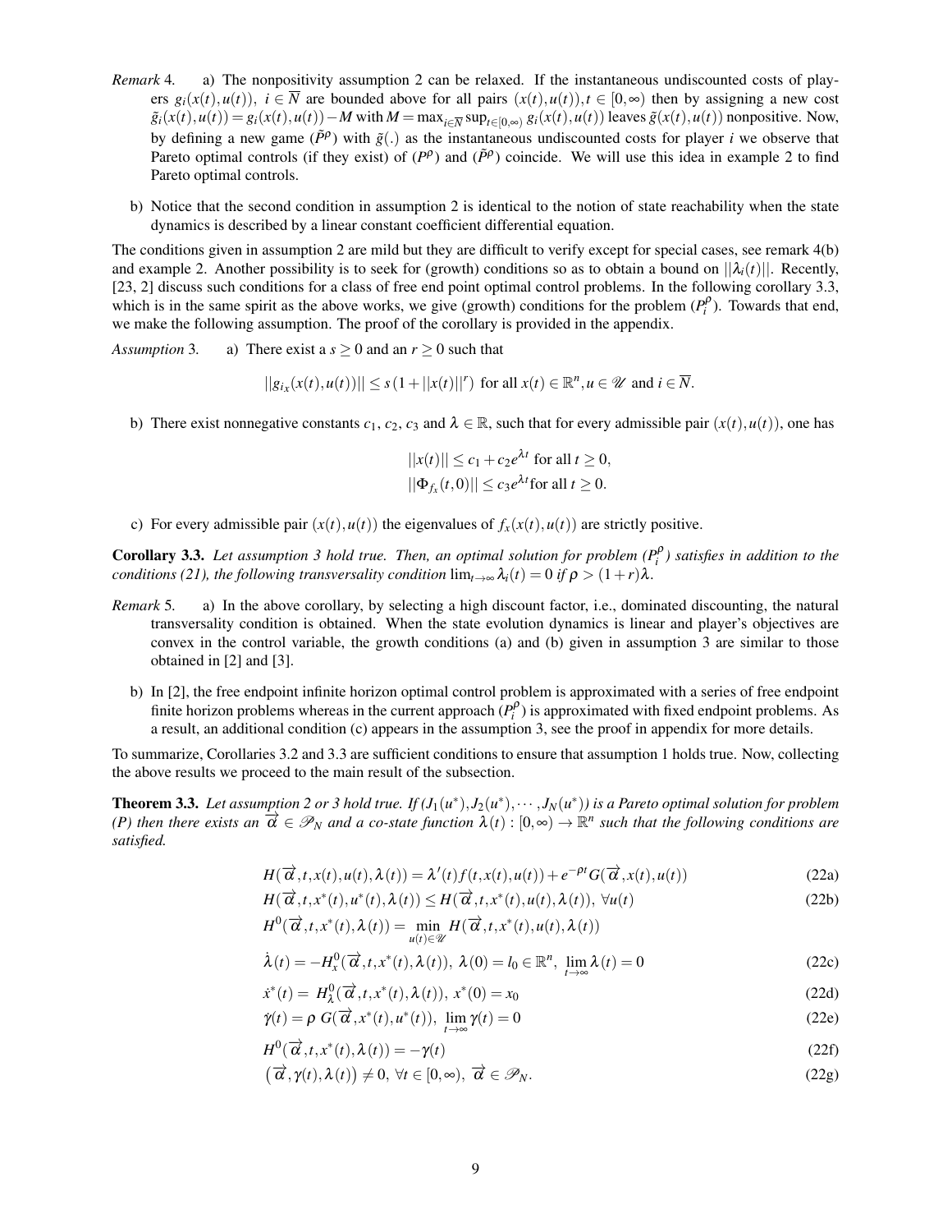*Remark* 4. a) The nonpositivity assumption 2 can be relaxed. If the instantaneous undiscounted costs of players $g_i(x(t),u(t))$, $i \in \overline{N}$ are bounded above for all pairs $(x(t),u(t)), t \in [0,\infty)$ then by assigning a new cost $\tilde{g}_i(x(t),u(t)) = g_i(x(t),u(t)) - M$ with $M = \max_{i\in\overline{N}} \sup_{t\in[0,\infty)} g_i(x(t),u(t))$ leaves $\tilde{g}(x(t),u(t))$ nonpositive. Now, by defining a new game $(\tilde{P}^\rho)$ with $\tilde{g}(.)$ as the instantaneous undiscounted costs for player $i$ we observe that Pareto optimal controls (if they exist) of $(P^\rho)$ and $(\tilde{P}^\rho)$ coincide. We will use this idea in example 2 to find Pareto optimal controls.

b) Notice that the second condition in assumption 2 is identical to the notion of state reachability when the state dynamics is described by a linear constant coefficient differential equation.

The conditions given in assumption 2 are mild but they are difficult to verify except for special cases, see remark 4(b) and example 2. Another possibility is to seek for (growth) conditions so as to obtain a bound on $||\lambda_i(t)||$. Recently, [23, 2] discuss such conditions for a class of free end point optimal control problems. In the following corollary 3.3, which is in the same spirit as the above works, we give (growth) conditions for the problem $(P_i^\rho)$. Towards that end, we make the following assumption. The proof of the corollary is provided in the appendix.

*Assumption* 3. a) There exist a $s \geq 0$ and an $r \geq 0$ such that

$$||g_{i_x}(x(t),u(t))|| \leq s\,(1+||x(t)||^r) \text{ for all } x(t) \in \mathbb{R}^n, u \in \mathscr{U} \text{ and } i \in \overline{N}.$$

b) There exist nonnegative constants $c_1$, $c_2$, $c_3$ and $\lambda \in \mathbb{R}$, such that for every admissible pair $(x(t),u(t))$, one has

$$||x(t)|| \leq c_1 + c_2 e^{\lambda t} \text{ for all } t \geq 0,$$
$$||\Phi_{f_x}(t,0)|| \leq c_3 e^{\lambda t} \text{for all } t \geq 0.$$

c) For every admissible pair $(x(t),u(t))$ the eigenvalues of $f_x(x(t),u(t))$ are strictly positive.

**Corollary 3.3.** *Let assumption 3 hold true. Then, an optimal solution for problem $(P_i^\rho)$ satisfies in addition to the conditions (21), the following transversality condition $\lim_{t\to\infty} \lambda_i(t) = 0$ if $\rho > (1+r)\lambda$.*

*Remark* 5. a) In the above corollary, by selecting a high discount factor, i.e., dominated discounting, the natural transversality condition is obtained. When the state evolution dynamics is linear and player's objectives are convex in the control variable, the growth conditions (a) and (b) given in assumption 3 are similar to those obtained in [2] and [3].

b) In [2], the free endpoint infinite horizon optimal control problem is approximated with a series of free endpoint finite horizon problems whereas in the current approach $(P_i^\rho)$ is approximated with fixed endpoint problems. As a result, an additional condition (c) appears in the assumption 3, see the proof in appendix for more details.

To summarize, Corollaries 3.2 and 3.3 are sufficient conditions to ensure that assumption 1 holds true. Now, collecting the above results we proceed to the main result of the subsection.

**Theorem 3.3.** *Let assumption 2 or 3 hold true. If $(J_1(u^*), J_2(u^*), \cdots, J_N(u^*))$ is a Pareto optimal solution for problem (P) then there exists an $\overrightarrow{\alpha} \in \mathscr{P}_N$ and a co-state function $\lambda(t) : [0,\infty) \to \mathbb{R}^n$ such that the following conditions are satisfied.*

$$H(\overrightarrow{\alpha},t,x(t),u(t),\lambda(t)) = \lambda'(t) f(t,x(t),u(t)) + e^{-\rho t} G(\overrightarrow{\alpha},x(t),u(t)) \tag{22a}$$

$$H(\overrightarrow{\alpha},t,x^*(t),u^*(t),\lambda(t)) \leq H(\overrightarrow{\alpha},t,x^*(t),u(t),\lambda(t)),\ \forall u(t) \tag{22b}$$

$$H^0(\overrightarrow{\alpha},t,x^*(t),\lambda(t)) = \min_{u(t)\in\mathscr{U}} H(\overrightarrow{\alpha},t,x^*(t),u(t),\lambda(t))$$

$$\dot{\lambda}(t) = -H_x^0(\overrightarrow{\alpha},t,x^*(t),\lambda(t)),\ \lambda(0) = l_0 \in \mathbb{R}^n,\ \lim_{t\to\infty} \lambda(t) = 0 \tag{22c}$$

$$\dot{x}^*(t) = H_\lambda^0(\overrightarrow{\alpha},t,x^*(t),\lambda(t)),\ x^*(0) = x_0 \tag{22d}$$

$$\dot{\gamma}(t) = \rho\ G(\overrightarrow{\alpha},x^*(t),u^*(t)),\ \lim_{t\to\infty} \gamma(t) = 0 \tag{22e}$$

$$H^0(\overrightarrow{\alpha},t,x^*(t),\lambda(t)) = -\gamma(t) \tag{22f}$$

$$\left(\overrightarrow{\alpha},\gamma(t),\lambda(t)\right) \neq 0,\ \forall t \in [0,\infty),\ \overrightarrow{\alpha} \in \mathscr{P}_N. \tag{22g}$$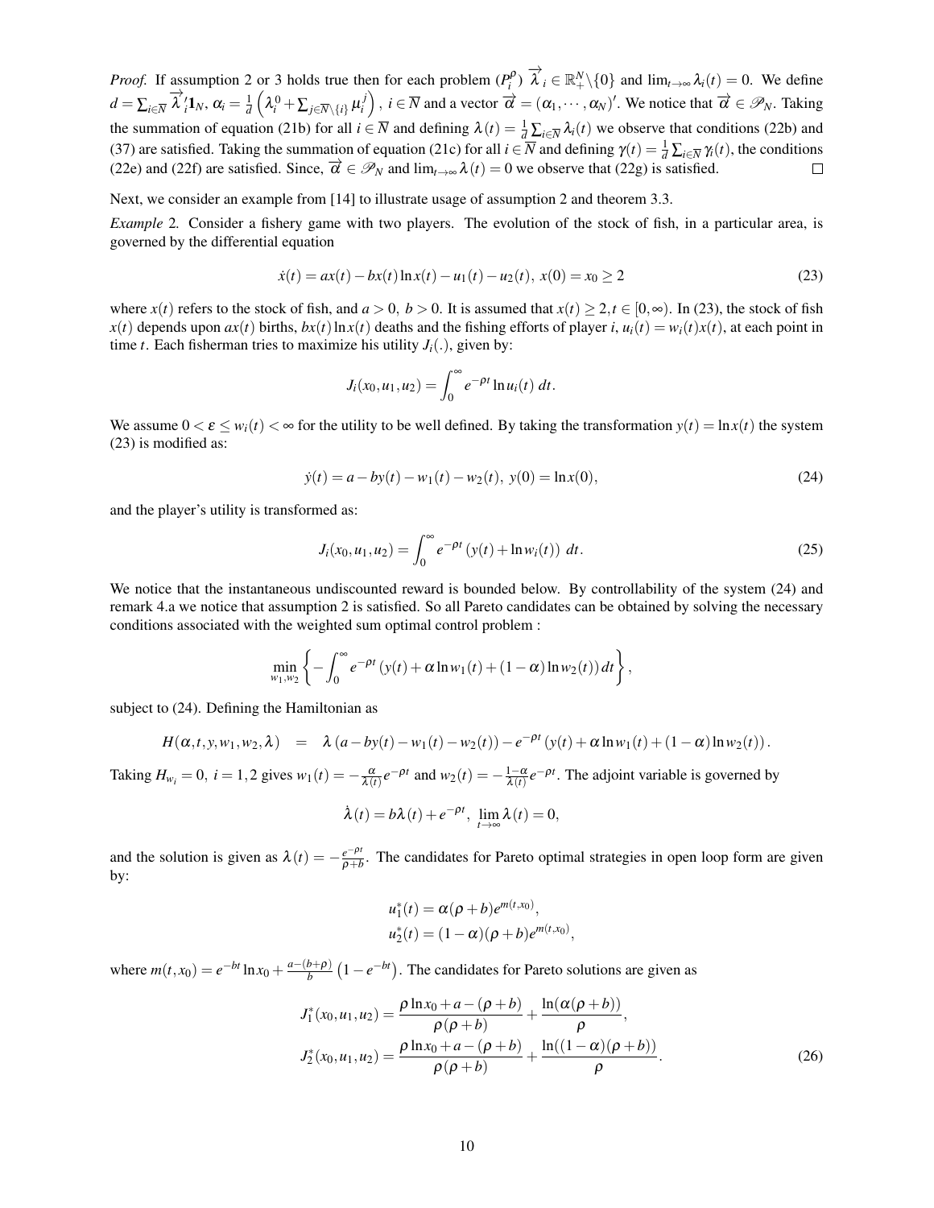*Proof.* If assumption 2 or 3 holds true then for each problem $(P_i^\rho)$ $\overrightarrow{\lambda}_i \in \mathbb{R}_+^N \backslash \{0\}$ and $\lim_{t\to\infty} \lambda_i(t) = 0$. We define $d = \sum_{i\in\overline{N}} \overrightarrow{\lambda}_i' \mathbf{1}_N$, $\alpha_i = \frac{1}{d}\left(\lambda_i^0 + \sum_{j\in\overline{N}\backslash\{i\}} \mu_i^j\right)$, $i \in \overline{N}$ and a vector $\overrightarrow{\alpha} = (\alpha_1, \cdots, \alpha_N)'$. We notice that $\overrightarrow{\alpha} \in \mathscr{P}_N$. Taking the summation of equation (21b) for all $i \in \overline{N}$ and defining $\lambda(t) = \frac{1}{d}\sum_{i\in\overline{N}} \lambda_i(t)$ we observe that conditions (22b) and (37) are satisfied. Taking the summation of equation (21c) for all $i \in \overline{N}$ and defining $\gamma(t) = \frac{1}{d}\sum_{i\in\overline{N}} \gamma_i(t)$, the conditions (22e) and (22f) are satisfied. Since, $\overrightarrow{\alpha} \in \mathscr{P}_N$ and $\lim_{t\to\infty} \lambda(t) = 0$ we observe that (22g) is satisfied. $\square$

Next, we consider an example from [14] to illustrate usage of assumption 2 and theorem 3.3.

*Example* 2*.* Consider a fishery game with two players. The evolution of the stock of fish, in a particular area, is governed by the differential equation

$$\dot{x}(t) = ax(t) - bx(t)\ln x(t) - u_1(t) - u_2(t),\ x(0) = x_0 \geq 2 \tag{23}$$

where $x(t)$ refers to the stock of fish, and $a > 0,\ b > 0$. It is assumed that $x(t) \geq 2, t \in [0, \infty)$. In (23), the stock of fish $x(t)$ depends upon $ax(t)$ births, $bx(t)\ln x(t)$ deaths and the fishing efforts of player $i$, $u_i(t) = w_i(t)x(t)$, at each point in time $t$. Each fisherman tries to maximize his utility $J_i(.)$, given by:

$$J_i(x_0, u_1, u_2) = \int_0^\infty e^{-\rho t} \ln u_i(t)\ dt.$$

We assume $0 < \varepsilon \leq w_i(t) < \infty$ for the utility to be well defined. By taking the transformation $y(t) = \ln x(t)$ the system (23) is modified as:

$$\dot{y}(t) = a - by(t) - w_1(t) - w_2(t),\ y(0) = \ln x(0), \tag{24}$$

and the player's utility is transformed as:

$$J_i(x_0, u_1, u_2) = \int_0^\infty e^{-\rho t} \left(y(t) + \ln w_i(t)\right)\ dt. \tag{25}$$

We notice that the instantaneous undiscounted reward is bounded below. By controllability of the system (24) and remark 4.a we notice that assumption 2 is satisfied. So all Pareto candidates can be obtained by solving the necessary conditions associated with the weighted sum optimal control problem :

$$\min_{w_1, w_2} \left\{ -\int_0^\infty e^{-\rho t} \left(y(t) + \alpha \ln w_1(t) + (1-\alpha)\ln w_2(t)\right) dt \right\},$$

subject to (24). Defining the Hamiltonian as

$$H(\alpha, t, y, w_1, w_2, \lambda) \quad = \quad \lambda \left(a - by(t) - w_1(t) - w_2(t)\right) - e^{-\rho t}\left(y(t) + \alpha \ln w_1(t) + (1-\alpha)\ln w_2(t)\right).$$

Taking $H_{w_i} = 0,\ i = 1, 2$ gives $w_1(t) = -\frac{\alpha}{\lambda(t)} e^{-\rho t}$ and $w_2(t) = -\frac{1-\alpha}{\lambda(t)} e^{-\rho t}$. The adjoint variable is governed by

$$\dot{\lambda}(t) = b\lambda(t) + e^{-\rho t},\ \lim_{t\to\infty} \lambda(t) = 0,$$

and the solution is given as $\lambda(t) = -\frac{e^{-\rho t}}{\rho + b}$. The candidates for Pareto optimal strategies in open loop form are given by:

$$\begin{aligned} u_1^*(t) &= \alpha(\rho + b)e^{m(t, x_0)}, \\ u_2^*(t) &= (1-\alpha)(\rho + b)e^{m(t, x_0)}, \end{aligned}$$

where $m(t, x_0) = e^{-bt}\ln x_0 + \frac{a - (b+\rho)}{b}\left(1 - e^{-bt}\right)$. The candidates for Pareto solutions are given as

$$\begin{aligned} J_1^*(x_0, u_1, u_2) &= \frac{\rho \ln x_0 + a - (\rho + b)}{\rho(\rho + b)} + \frac{\ln(\alpha(\rho + b))}{\rho}, \\ J_2^*(x_0, u_1, u_2) &= \frac{\rho \ln x_0 + a - (\rho + b)}{\rho(\rho + b)} + \frac{\ln((1-\alpha)(\rho + b))}{\rho}. \end{aligned} \tag{26}$$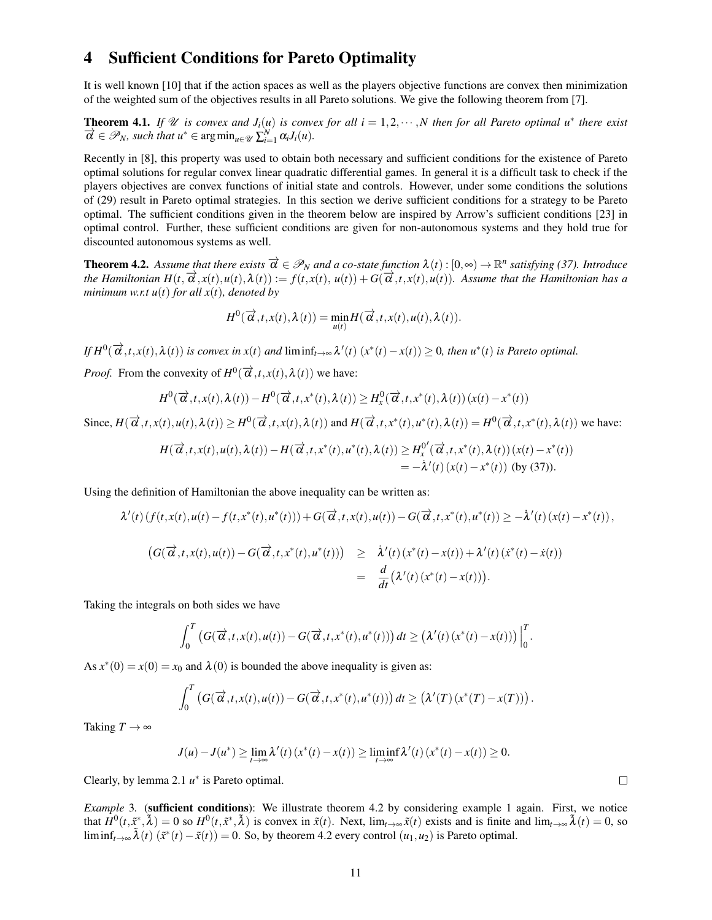## 4 Sufficient Conditions for Pareto Optimality

It is well known [10] that if the action spaces as well as the players objective functions are convex then minimization of the weighted sum of the objectives results in all Pareto solutions. We give the following theorem from [7].

**Theorem 4.1.** *If $\mathscr{U}$ is convex and $J_i(u)$ is convex for all $i = 1, 2, \cdots, N$ then for all Pareto optimal $u^*$ there exist $\overrightarrow{\alpha} \in \mathscr{P}_N$, such that $u^* \in \arg\min_{u \in \mathscr{U}} \sum_{i=1}^{N} \alpha_i J_i(u)$.*

Recently in [8], this property was used to obtain both necessary and sufficient conditions for the existence of Pareto optimal solutions for regular convex linear quadratic differential games. In general it is a difficult task to check if the players objectives are convex functions of initial state and controls. However, under some conditions the solutions of (29) result in Pareto optimal strategies. In this section we derive sufficient conditions for a strategy to be Pareto optimal. The sufficient conditions given in the theorem below are inspired by Arrow's sufficient conditions [23] in optimal control. Further, these sufficient conditions are given for non-autonomous systems and they hold true for discounted autonomous systems as well.

**Theorem 4.2.** *Assume that there exists $\overrightarrow{\alpha} \in \mathscr{P}_N$ and a co-state function $\lambda(t) : [0, \infty) \to \mathbb{R}^n$ satisfying (37). Introduce the Hamiltonian $H(t, \overrightarrow{\alpha}, x(t), u(t), \lambda(t)) := f(t, x(t), u(t)) + G(\overrightarrow{\alpha}, t, x(t), u(t))$. Assume that the Hamiltonian has a minimum w.r.t $u(t)$ for all $x(t)$, denoted by*

$$H^0(\overrightarrow{\alpha}, t, x(t), \lambda(t)) = \min_{u(t)} H(\overrightarrow{\alpha}, t, x(t), u(t), \lambda(t)).$$

*If $H^0(\overrightarrow{\alpha}, t, x(t), \lambda(t))$ is convex in $x(t)$ and $\liminf_{t\to\infty} \lambda'(t)\,(x^*(t) - x(t)) \geq 0$, then $u^*(t)$ is Pareto optimal.*

*Proof.* From the convexity of $H^0(\overrightarrow{\alpha}, t, x(t), \lambda(t))$ we have:

$$H^0(\overrightarrow{\alpha}, t, x(t), \lambda(t)) - H^0(\overrightarrow{\alpha}, t, x^*(t), \lambda(t)) \geq H^0_x(\overrightarrow{\alpha}, t, x^*(t), \lambda(t))\,(x(t) - x^*(t))$$

Since, $H(\overrightarrow{\alpha}, t, x(t), u(t), \lambda(t)) \geq H^0(\overrightarrow{\alpha}, t, x(t), \lambda(t))$ and $H(\overrightarrow{\alpha}, t, x^*(t), u^*(t), \lambda(t)) = H^0(\overrightarrow{\alpha}, t, x^*(t), \lambda(t))$ we have:

$$\begin{aligned} H(\overrightarrow{\alpha}, t, x(t), u(t), \lambda(t)) - H(\overrightarrow{\alpha}, t, x^*(t), u^*(t), \lambda(t)) &\geq H^{0'}_x(\overrightarrow{\alpha}, t, x^*(t), \lambda(t))\,(x(t) - x^*(t)) \\ &= -\dot{\lambda}'(t)\,(x(t) - x^*(t)) \text{ (by (37)).} \end{aligned}$$

Using the definition of Hamiltonian the above inequality can be written as:

$$\lambda'(t)\,(f(t, x(t), u(t) - f(t, x^*(t), u^*(t))) + G(\overrightarrow{\alpha}, t, x(t), u(t)) - G(\overrightarrow{\alpha}, t, x^*(t), u^*(t)) \geq -\dot{\lambda}'(t)\,(x(t) - x^*(t))\,,$$

$$\begin{aligned} \left(G(\overrightarrow{\alpha}, t, x(t), u(t)) - G(\overrightarrow{\alpha}, t, x^*(t), u^*(t))\right) &\geq \dot{\lambda}'(t)\,(x^*(t) - x(t)) + \lambda'(t)\,(\dot{x}^*(t) - \dot{x}(t)) \\ &= \frac{d}{dt}\left(\lambda'(t)\,(x^*(t) - x(t))\right). \end{aligned}$$

Taking the integrals on both sides we have

$$\int_0^T \left(G(\overrightarrow{\alpha}, t, x(t), u(t)) - G(\overrightarrow{\alpha}, t, x^*(t), u^*(t))\right) dt \geq \left(\lambda'(t)\,(x^*(t) - x(t))\right)\Big|_0^T.$$

As $x^*(0) = x(0) = x_0$ and $\lambda(0)$ is bounded the above inequality is given as:

$$\int_0^T \left(G(\overrightarrow{\alpha}, t, x(t), u(t)) - G(\overrightarrow{\alpha}, t, x^*(t), u^*(t))\right) dt \geq \left(\lambda'(T)\,(x^*(T) - x(T))\right).$$

Taking $T \to \infty$

$$J(u) - J(u^*) \geq \lim_{t\to\infty} \lambda'(t)\,(x^*(t) - x(t)) \geq \liminf_{t\to\infty} \lambda'(t)\,(x^*(t) - x(t)) \geq 0.$$

Clearly, by lemma 2.1 $u^*$ is Pareto optimal. □

*Example* 3. (**sufficient conditions**): We illustrate theorem 4.2 by considering example 1 again. First, we notice that $H^0(t, \tilde{x}^*, \tilde{\lambda}) = 0$ so $H^0(t, \tilde{x}^*, \tilde{\lambda})$ is convex in $\tilde{x}(t)$. Next, $\lim_{t\to\infty} \tilde{x}(t)$ exists and is finite and $\lim_{t\to\infty} \tilde{\lambda}(t) = 0$, so $\liminf_{t\to\infty} \tilde{\lambda}(t)\,(\tilde{x}^*(t) - \tilde{x}(t)) = 0$. So, by theorem 4.2 every control $(u_1, u_2)$ is Pareto optimal.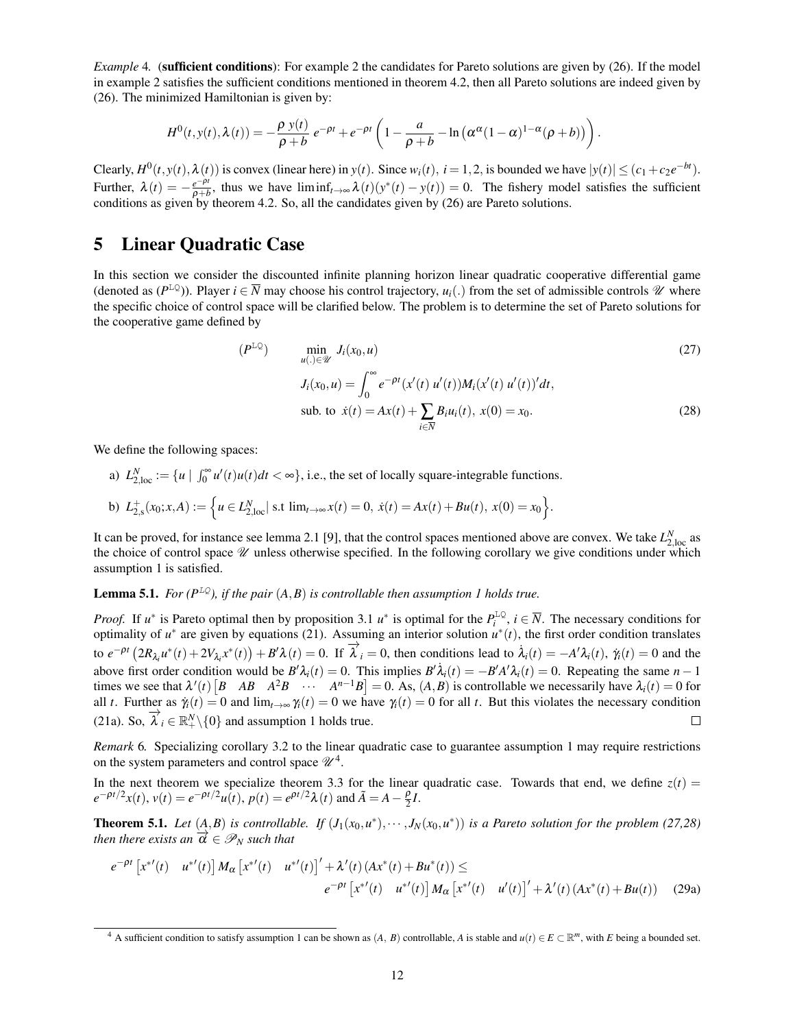*Example* 4. (**sufficient conditions**): For example 2 the candidates for Pareto solutions are given by (26). If the model in example 2 satisfies the sufficient conditions mentioned in theorem 4.2, then all Pareto solutions are indeed given by (26). The minimized Hamiltonian is given by:

$$H^0(t,y(t),\lambda(t)) = -\frac{\rho\ y(t)}{\rho+b}\ e^{-\rho t} + e^{-\rho t}\left(1 - \frac{a}{\rho+b} - \ln\left(\alpha^{\alpha}(1-\alpha)^{1-\alpha}(\rho+b)\right)\right).$$

Clearly, $H^0(t,y(t),\lambda(t))$ is convex (linear here) in $y(t)$. Since $w_i(t),\ i=1,2$, is bounded we have $|y(t)| \leq (c_1 + c_2 e^{-bt})$. Further, $\lambda(t) = -\frac{e^{-\rho t}}{\rho+b}$, thus we have $\liminf_{t\to\infty}\lambda(t)(y^*(t)-y(t)) = 0$. The fishery model satisfies the sufficient conditions as given by theorem 4.2. So, all the candidates given by (26) are Pareto solutions.

# 5 Linear Quadratic Case

In this section we consider the discounted infinite planning horizon linear quadratic cooperative differential game (denoted as ($P^{\mathbb{LQ}}$)). Player $i \in \overline{N}$ may choose his control trajectory, $u_i(.)$ from the set of admissible controls $\mathscr{U}$ where the specific choice of control space will be clarified below. The problem is to determine the set of Pareto solutions for the cooperative game defined by

$$(P^{\mathbb{LQ}}) \qquad \min_{u(.)\in\mathscr{U}} J_i(x_0,u) \tag{27}$$

$$J_i(x_0,u) = \int_0^{\infty} e^{-\rho t}(x'(t)\ u'(t))M_i(x'(t)\ u'(t))'dt,$$

$$\text{sub. to } \dot{x}(t) = Ax(t) + \sum_{i\in\overline{N}} B_i u_i(t),\ x(0) = x_0. \tag{28}$$

We define the following spaces:

a) $L^N_{2,\text{loc}} := \{u \mid \int_0^{\infty} u'(t)u(t)dt < \infty\}$, i.e., the set of locally square-integrable functions.

b) $L^+_{2,\text{s}}(x_0;x,A) := \Big\{u \in L^N_{2,\text{loc}} \mid \text{s.t } \lim_{t\to\infty} x(t) = 0,\ \dot{x}(t) = Ax(t) + Bu(t),\ x(0) = x_0\Big\}$.

It can be proved, for instance see lemma 2.1 [9], that the control spaces mentioned above are convex. We take $L^N_{2,\text{loc}}$ as the choice of control space $\mathscr{U}$ unless otherwise specified. In the following corollary we give conditions under which assumption 1 is satisfied.

**Lemma 5.1.** *For ($P^{\mathbb{LQ}}$), if the pair $(A,B)$ is controllable then assumption 1 holds true.*

*Proof.* If $u^*$ is Pareto optimal then by proposition 3.1 $u^*$ is optimal for the $P_i^{\mathbb{LQ}}$, $i \in \overline{N}$. The necessary conditions for optimality of $u^*$ are given by equations (21). Assuming an interior solution $u^*(t)$, the first order condition translates to $e^{-\rho t}\left(2R_{\lambda_i}u^*(t) + 2V_{\lambda_i}x^*(t)\right) + B'\lambda(t) = 0$. If $\overrightarrow{\lambda}_i = 0$, then conditions lead to $\dot{\lambda}_i(t) = -A'\lambda_i(t)$, $\dot{\gamma}_i(t) = 0$ and the above first order condition would be $B'\lambda_i(t) = 0$. This implies $B'\dot{\lambda}_i(t) = -B'A'\lambda_i(t) = 0$. Repeating the same $n-1$ times we see that $\lambda'(t)\begin{bmatrix}B & AB & A^2B & \cdots & A^{n-1}B\end{bmatrix} = 0$. As, $(A,B)$ is controllable we necessarily have $\lambda_i(t) = 0$ for all $t$. Further as $\dot{\gamma}_i(t) = 0$ and $\lim_{t\to\infty}\gamma_i(t) = 0$ we have $\gamma_i(t) = 0$ for all $t$. But this violates the necessary condition (21a). So, $\overrightarrow{\lambda}_i \in \mathbb{R}^N_+\backslash\{0\}$ and assumption 1 holds true. $\square$

*Remark* 6. Specializing corollary 3.2 to the linear quadratic case to guarantee assumption 1 may require restrictions on the system parameters and control space $\mathscr{U}$[4].

In the next theorem we specialize theorem 3.3 for the linear quadratic case. Towards that end, we define $z(t) = e^{-\rho t/2}x(t)$, $v(t) = e^{-\rho t/2}u(t)$, $p(t) = e^{\rho t/2}\lambda(t)$ and $\tilde{A} = A - \frac{\rho}{2}I$.

**Theorem 5.1.** *Let $(A,B)$ is controllable. If $(J_1(x_0,u^*),\cdots,J_N(x_0,u^*))$ is a Pareto solution for the problem (27,28) then there exists an $\overrightarrow{\alpha} \in \mathscr{P}_N$ such that*

$$e^{-\rho t}\begin{bmatrix}x^{*\prime}(t) & u^{*\prime}(t)\end{bmatrix}M_\alpha\begin{bmatrix}x^{*\prime}(t) & u^{*\prime}(t)\end{bmatrix}' + \lambda'(t)\left(Ax^*(t) + Bu^*(t)\right) \leq$$
$$e^{-\rho t}\begin{bmatrix}x^{*\prime}(t) & u^{*\prime}(t)\end{bmatrix}M_\alpha\begin{bmatrix}x^{*\prime}(t) & u'(t)\end{bmatrix}' + \lambda'(t)\left(Ax^*(t) + Bu(t)\right) \tag{29a}$$

[4] A sufficient condition to satisfy assumption 1 can be shown as $(A,\ B)$ controllable, $A$ is stable and $u(t) \in E \subset \mathbb{R}^m$, with $E$ being a bounded set.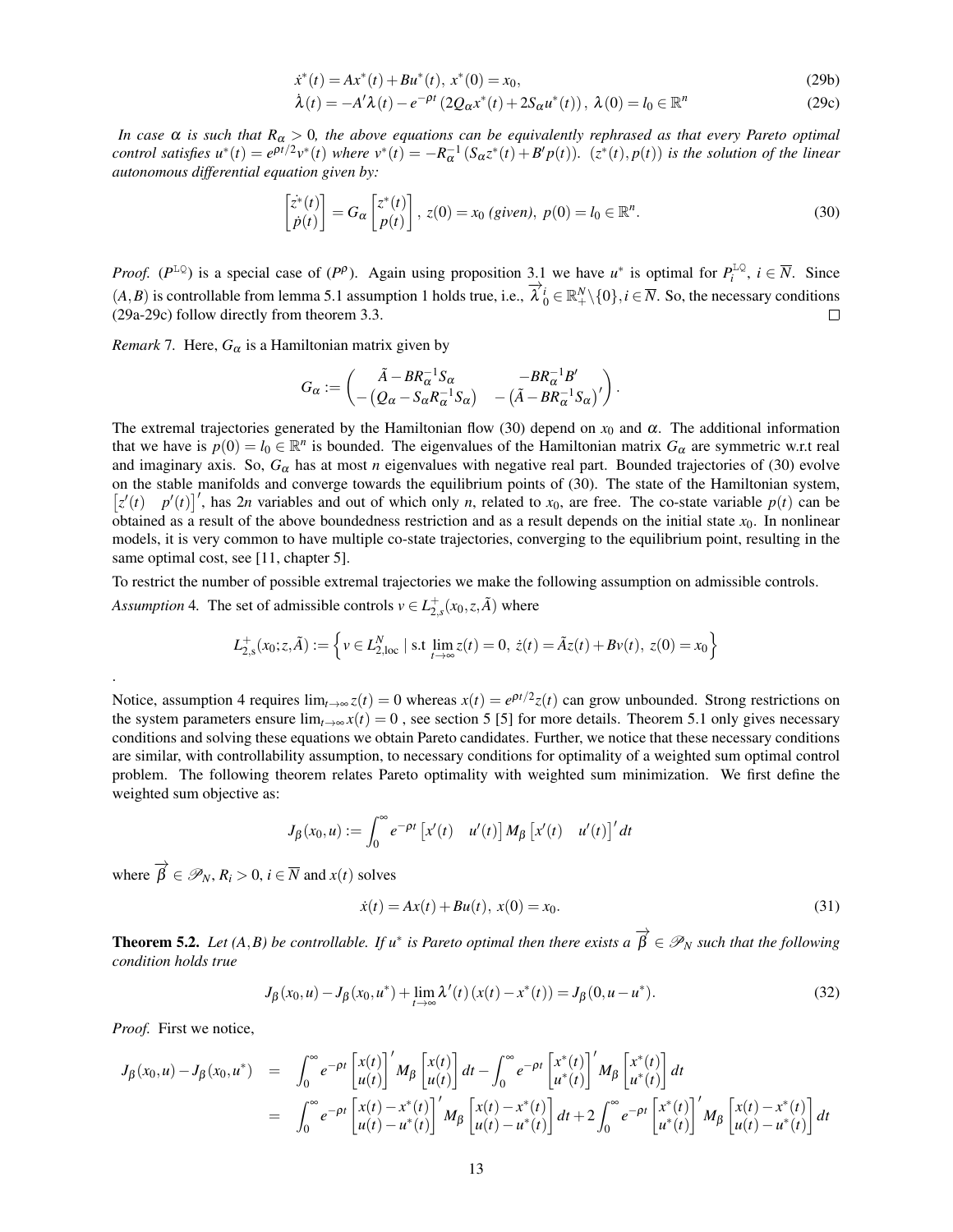$$\dot{x}^*(t) = Ax^*(t) + Bu^*(t),\ x^*(0) = x_0, \tag{29b}$$

$$\dot{\lambda}(t) = -A'\lambda(t) - e^{-\rho t}\left(2Q_\alpha x^*(t) + 2S_\alpha u^*(t)\right),\ \lambda(0) = l_0 \in \mathbb{R}^n \tag{29c}$$

*In case $\alpha$ is such that $R_\alpha > 0$, the above equations can be equivalently rephrased as that every Pareto optimal control satisfies $u^*(t) = e^{\rho t/2} v^*(t)$ where $v^*(t) = -R_\alpha^{-1}\left(S_\alpha z^*(t) + B' p(t)\right)$. $(z^*(t), p(t))$ is the solution of the linear autonomous differential equation given by:*

$$\begin{bmatrix} \dot{z}^*(t) \\ \dot{p}(t) \end{bmatrix} = G_\alpha \begin{bmatrix} z^*(t) \\ p(t) \end{bmatrix},\ z(0) = x_0 \text{ (given)},\ p(0) = l_0 \in \mathbb{R}^n. \tag{30}$$

*Proof.* $(P^{\text{LQ}})$ is a special case of $(P^\rho)$. Again using proposition 3.1 we have $u^*$ is optimal for $P_i^{\text{LQ}}$, $i \in \overline{N}$. Since $(A, B)$ is controllable from lemma 5.1 assumption 1 holds true, i.e., $\overrightarrow{\lambda}_0^i \in \mathbb{R}_+^N \backslash \{0\}, i \in \overline{N}$. So, the necessary conditions (29a-29c) follow directly from theorem 3.3. $\square$

*Remark* 7. Here, $G_\alpha$ is a Hamiltonian matrix given by

$$G_\alpha := \begin{pmatrix} \tilde{A} - BR_\alpha^{-1}S_\alpha & -BR_\alpha^{-1}B' \\ -\left(Q_\alpha - S_\alpha R_\alpha^{-1} S_\alpha\right) & -\left(\tilde{A} - BR_\alpha^{-1}S_\alpha\right)' \end{pmatrix}.$$

The extremal trajectories generated by the Hamiltonian flow (30) depend on $x_0$ and $\alpha$. The additional information that we have is $p(0) = l_0 \in \mathbb{R}^n$ is bounded. The eigenvalues of the Hamiltonian matrix $G_\alpha$ are symmetric w.r.t real and imaginary axis. So, $G_\alpha$ has at most $n$ eigenvalues with negative real part. Bounded trajectories of (30) evolve on the stable manifolds and converge towards the equilibrium points of (30). The state of the Hamiltonian system, $\begin{bmatrix} z'(t) & p'(t) \end{bmatrix}'$, has $2n$ variables and out of which only $n$, related to $x_0$, are free. The co-state variable $p(t)$ can be obtained as a result of the above boundedness restriction and as a result depends on the initial state $x_0$. In nonlinear models, it is very common to have multiple co-state trajectories, converging to the equilibrium point, resulting in the same optimal cost, see [11, chapter 5].

To restrict the number of possible extremal trajectories we make the following assumption on admissible controls.

*Assumption* 4. The set of admissible controls $v \in L_{2,s}^+(x_0, z, \tilde{A})$ where

$$L_{2,s}^+(x_0; z, \tilde{A}) := \left\{ v \in L_{2,\text{loc}}^N \mid \text{s.t} \lim_{t \to \infty} z(t) = 0,\ \dot{z}(t) = \tilde{A}z(t) + Bv(t),\ z(0) = x_0 \right\}$$

.

Notice, assumption 4 requires $\lim_{t\to\infty} z(t) = 0$ whereas $x(t) = e^{\rho t/2} z(t)$ can grow unbounded. Strong restrictions on the system parameters ensure $\lim_{t\to\infty} x(t) = 0$ , see section 5 [5] for more details. Theorem 5.1 only gives necessary conditions and solving these equations we obtain Pareto candidates. Further, we notice that these necessary conditions are similar, with controllability assumption, to necessary conditions for optimality of a weighted sum optimal control problem. The following theorem relates Pareto optimality with weighted sum minimization. We first define the weighted sum objective as:

$$J_\beta(x_0, u) := \int_0^\infty e^{-\rho t} \begin{bmatrix} x'(t) & u'(t) \end{bmatrix} M_\beta \begin{bmatrix} x'(t) & u'(t) \end{bmatrix}' dt$$

where $\overrightarrow{\beta} \in \mathscr{P}_N$, $R_i > 0$, $i \in \overline{N}$ and $x(t)$ solves

$$\dot{x}(t) = Ax(t) + Bu(t),\ x(0) = x_0. \tag{31}$$

**Theorem 5.2.** *Let $(A, B)$ be controllable. If $u^*$ is Pareto optimal then there exists a $\overrightarrow{\beta} \in \mathscr{P}_N$ such that the following condition holds true*

$$J_\beta(x_0, u) - J_\beta(x_0, u^*) + \lim_{t\to\infty} \lambda'(t)\left(x(t) - x^*(t)\right) = J_\beta(0, u - u^*). \tag{32}$$

*Proof.* First we notice,

$$\begin{aligned}
J_\beta(x_0, u) - J_\beta(x_0, u^*) &= \int_0^\infty e^{-\rho t} \begin{bmatrix} x(t) \\ u(t) \end{bmatrix}' M_\beta \begin{bmatrix} x(t) \\ u(t) \end{bmatrix} dt - \int_0^\infty e^{-\rho t} \begin{bmatrix} x^*(t) \\ u^*(t) \end{bmatrix}' M_\beta \begin{bmatrix} x^*(t) \\ u^*(t) \end{bmatrix} dt \\
&= \int_0^\infty e^{-\rho t} \begin{bmatrix} x(t) - x^*(t) \\ u(t) - u^*(t) \end{bmatrix}' M_\beta \begin{bmatrix} x(t) - x^*(t) \\ u(t) - u^*(t) \end{bmatrix} dt + 2\int_0^\infty e^{-\rho t} \begin{bmatrix} x^*(t) \\ u^*(t) \end{bmatrix}' M_\beta \begin{bmatrix} x(t) - x^*(t) \\ u(t) - u^*(t) \end{bmatrix} dt
\end{aligned}$$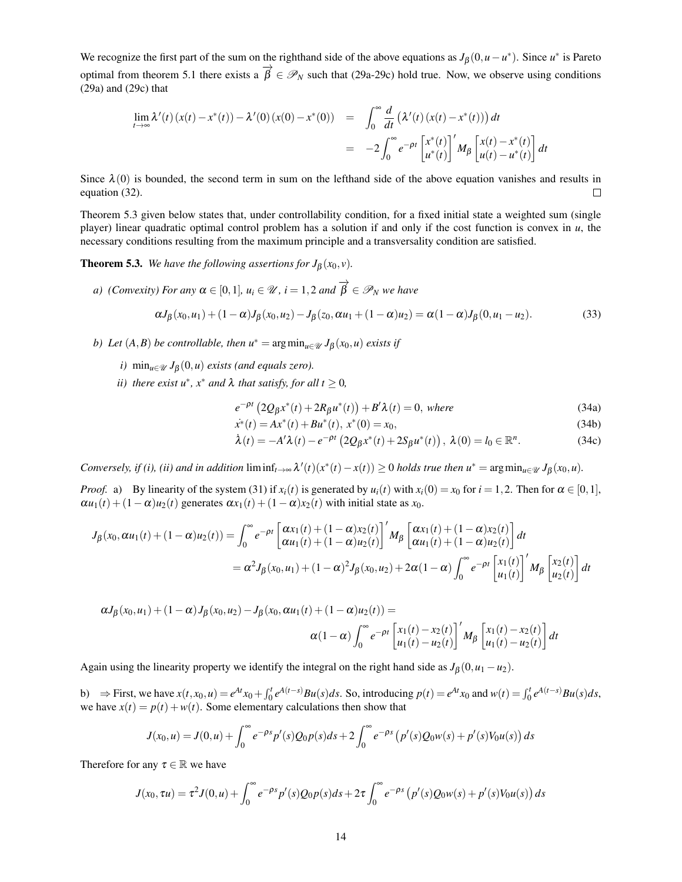We recognize the first part of the sum on the righthand side of the above equations as $J_\beta(0,u-u^*)$. Since $u^*$ is Pareto optimal from theorem 5.1 there exists a $\overrightarrow{\beta} \in \mathscr{P}_N$ such that (29a-29c) hold true. Now, we observe using conditions (29a) and (29c) that

$$
\begin{aligned}
\lim_{t\to\infty} \lambda'(t)\left(x(t)-x^*(t)\right) - \lambda'(0)\left(x(0)-x^*(0)\right) &= \int_0^\infty \frac{d}{dt}\left(\lambda'(t)\left(x(t)-x^*(t)\right)\right)dt \\
&= -2\int_0^\infty e^{-\rho t}\begin{bmatrix} x^*(t) \\ u^*(t)\end{bmatrix}' M_\beta \begin{bmatrix} x(t)-x^*(t) \\ u(t)-u^*(t)\end{bmatrix} dt
\end{aligned}
$$

Since $\lambda(0)$ is bounded, the second term in sum on the lefthand side of the above equation vanishes and results in equation (32). $\square$

Theorem 5.3 given below states that, under controllability condition, for a fixed initial state a weighted sum (single player) linear quadratic optimal control problem has a solution if and only if the cost function is convex in $u$, the necessary conditions resulting from the maximum principle and a transversality condition are satisfied.

**Theorem 5.3.** *We have the following assertions for $J_\beta(x_0,v)$.*

*a) (Convexity) For any $\alpha \in [0,1]$, $u_i \in \mathscr{U}$, $i=1,2$ and $\overrightarrow{\beta} \in \mathscr{P}_N$ we have*

$$
\alpha J_\beta(x_0,u_1) + (1-\alpha)J_\beta(x_0,u_2) - J_\beta(z_0,\alpha u_1 + (1-\alpha)u_2) = \alpha(1-\alpha)J_\beta(0,u_1-u_2). \tag{33}
$$

*b) Let $(A,B)$ be controllable, then $u^* = \arg\min_{u\in\mathscr{U}} J_\beta(x_0,u)$ exists if*

*i) $\min_{u\in\mathscr{U}} J_\beta(0,u)$ exists (and equals zero).*

*ii) there exist $u^*$, $x^*$ and $\lambda$ that satisfy, for all $t \geq 0$,*

$$
e^{-\rho t}\left(2Q_\beta x^*(t) + 2R_\beta u^*(t)\right) + B'\lambda(t) = 0, \text{ where} \tag{34a}
$$

$$
\dot{x^*}(t) = Ax^*(t) + Bu^*(t),\ x^*(0) = x_0, \tag{34b}
$$

$$
\dot{\lambda}(t) = -A'\lambda(t) - e^{-\rho t}\left(2Q_\beta x^*(t) + 2S_\beta u^*(t)\right),\ \lambda(0) = l_0 \in \mathbb{R}^n. \tag{34c}
$$

*Conversely, if (i), (ii) and in addition $\liminf_{t\to\infty} \lambda'(t)(x^*(t)-x(t)) \geq 0$ holds true then $u^* = \arg\min_{u\in\mathscr{U}} J_\beta(x_0,u)$.*

*Proof.* a) By linearity of the system (31) if $x_i(t)$ is generated by $u_i(t)$ with $x_i(0) = x_0$ for $i=1,2$. Then for $\alpha \in [0,1]$, $\alpha u_1(t) + (1-\alpha)u_2(t)$ generates $\alpha x_1(t) + (1-\alpha)x_2(t)$ with initial state as $x_0$.

$$
\begin{aligned}
J_\beta(x_0,\alpha u_1(t) + (1-\alpha)u_2(t)) &= \int_0^\infty e^{-\rho t}\begin{bmatrix} \alpha x_1(t) + (1-\alpha)x_2(t) \\ \alpha u_1(t) + (1-\alpha)u_2(t)\end{bmatrix}' M_\beta \begin{bmatrix} \alpha x_1(t) + (1-\alpha)x_2(t) \\ \alpha u_1(t) + (1-\alpha)u_2(t)\end{bmatrix} dt \\
&= \alpha^2 J_\beta(x_0,u_1) + (1-\alpha)^2 J_\beta(x_0,u_2) + 2\alpha(1-\alpha)\int_0^\infty e^{-\rho t}\begin{bmatrix} x_1(t) \\ u_1(t)\end{bmatrix}' M_\beta \begin{bmatrix} x_2(t) \\ u_2(t)\end{bmatrix} dt
\end{aligned}
$$

$$
\alpha J_\beta(x_0,u_1) + (1-\alpha)J_\beta(x_0,u_2) - J_\beta(x_0,\alpha u_1(t) + (1-\alpha)u_2(t)) = \alpha(1-\alpha)\int_0^\infty e^{-\rho t}\begin{bmatrix} x_1(t)-x_2(t) \\ u_1(t)-u_2(t)\end{bmatrix}' M_\beta \begin{bmatrix} x_1(t)-x_2(t) \\ u_1(t)-u_2(t)\end{bmatrix} dt
$$

Again using the linearity property we identify the integral on the right hand side as $J_\beta(0,u_1-u_2)$.

b) $\Rightarrow$ First, we have $x(t,x_0,u) = e^{At}x_0 + \int_0^t e^{A(t-s)}Bu(s)ds$. So, introducing $p(t) = e^{At}x_0$ and $w(t) = \int_0^t e^{A(t-s)}Bu(s)ds$, we have $x(t) = p(t) + w(t)$. Some elementary calculations then show that

$$
J(x_0,u) = J(0,u) + \int_0^\infty e^{-\rho s}p'(s)Q_0 p(s)ds + 2\int_0^\infty e^{-\rho s}\left(p'(s)Q_0 w(s) + p'(s)V_0 u(s)\right)ds
$$

Therefore for any $\tau \in \mathbb{R}$ we have

$$
J(x_0,\tau u) = \tau^2 J(0,u) + \int_0^\infty e^{-\rho s}p'(s)Q_0 p(s)ds + 2\tau\int_0^\infty e^{-\rho s}\left(p'(s)Q_0 w(s) + p'(s)V_0 u(s)\right)ds
$$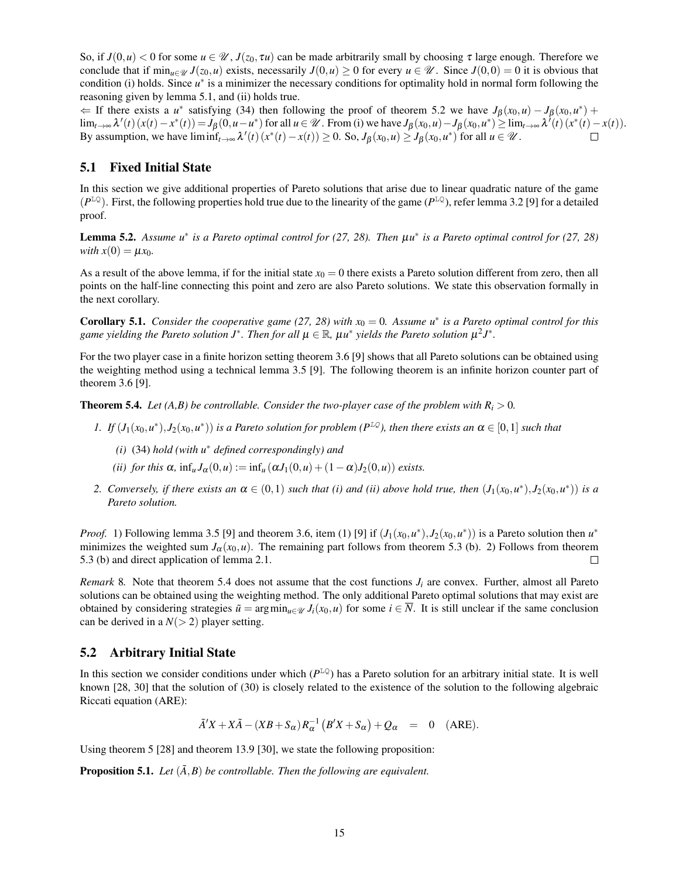So, if $J(0,u) < 0$ for some $u \in \mathscr{U}$, $J(z_0, \tau u)$ can be made arbitrarily small by choosing $\tau$ large enough. Therefore we conclude that if $\min_{u\in\mathscr{U}} J(z_0,u)$ exists, necessarily $J(0,u) \geq 0$ for every $u \in \mathscr{U}$. Since $J(0,0) = 0$ it is obvious that condition (i) holds. Since $u^*$ is a minimizer the necessary conditions for optimality hold in normal form following the reasoning given by lemma 5.1, and (ii) holds true.

$\Leftarrow$ If there exists a $u^*$ satisfying (34) then following the proof of theorem 5.2 we have $J_\beta(x_0,u) - J_\beta(x_0,u^*) + \lim_{t\to\infty} \lambda'(t)(x(t) - x^*(t)) = J_\beta(0, u-u^*)$ for all $u \in \mathscr{U}$. From (i) we have $J_\beta(x_0,u) - J_\beta(x_0,u^*) \geq \lim_{t\to\infty} \lambda'(t)(x^*(t) - x(t))$. By assumption, we have $\liminf_{t\to\infty} \lambda'(t)(x^*(t) - x(t)) \geq 0$. So, $J_\beta(x_0,u) \geq J_\beta(x_0,u^*)$ for all $u \in \mathscr{U}$. ◻

## 5.1 Fixed Initial State

In this section we give additional properties of Pareto solutions that arise due to linear quadratic nature of the game $(P^{\mathbb{LQ}})$. First, the following properties hold true due to the linearity of the game $(P^{\mathbb{LQ}})$, refer lemma 3.2 [9] for a detailed proof.

**Lemma 5.2.** *Assume $u^*$ is a Pareto optimal control for (27, 28). Then $\mu u^*$ is a Pareto optimal control for (27, 28) with $x(0) = \mu x_0$.*

As a result of the above lemma, if for the initial state $x_0 = 0$ there exists a Pareto solution different from zero, then all points on the half-line connecting this point and zero are also Pareto solutions. We state this observation formally in the next corollary.

**Corollary 5.1.** *Consider the cooperative game (27, 28) with $x_0 = 0$. Assume $u^*$ is a Pareto optimal control for this game yielding the Pareto solution $J^*$. Then for all $\mu \in \mathbb{R}$, $\mu u^*$ yields the Pareto solution $\mu^2 J^*$.*

For the two player case in a finite horizon setting theorem 3.6 [9] shows that all Pareto solutions can be obtained using the weighting method using a technical lemma 3.5 [9]. The following theorem is an infinite horizon counter part of theorem 3.6 [9].

**Theorem 5.4.** *Let (A,B) be controllable. Consider the two-player case of the problem with $R_i > 0$.*

1. *If $(J_1(x_0,u^*), J_2(x_0,u^*))$ is a Pareto solution for problem ($P^{\mathbb{LQ}}$), then there exists an $\alpha \in [0,1]$ such that*
   - *(i)* (34) *hold (with $u^*$ defined correspondingly) and*
   - *(ii) for this $\alpha$, $\inf_u J_\alpha(0,u) := \inf_u (\alpha J_1(0,u) + (1-\alpha) J_2(0,u))$ exists.*
2. *Conversely, if there exists an $\alpha \in (0,1)$ such that (i) and (ii) above hold true, then $(J_1(x_0,u^*), J_2(x_0,u^*))$ is a Pareto solution.*

*Proof.* 1) Following lemma 3.5 [9] and theorem 3.6, item (1) [9] if $(J_1(x_0,u^*), J_2(x_0,u^*))$ is a Pareto solution then $u^*$ minimizes the weighted sum $J_\alpha(x_0,u)$. The remaining part follows from theorem 5.3 (b). 2) Follows from theorem 5.3 (b) and direct application of lemma 2.1. ◻

*Remark* 8. Note that theorem 5.4 does not assume that the cost functions $J_i$ are convex. Further, almost all Pareto solutions can be obtained using the weighting method. The only additional Pareto optimal solutions that may exist are obtained by considering strategies $\tilde{u} = \arg\min_{u\in\mathscr{U}} J_i(x_0,u)$ for some $i \in \overline{N}$. It is still unclear if the same conclusion can be derived in a $N(>2)$ player setting.

## 5.2 Arbitrary Initial State

In this section we consider conditions under which $(P^{\mathbb{LQ}})$ has a Pareto solution for an arbitrary initial state. It is well known [28, 30] that the solution of (30) is closely related to the existence of the solution to the following algebraic Riccati equation (ARE):

$$\tilde{A}'X + X\tilde{A} - (XB + S_\alpha) R_\alpha^{-1} \left(B'X + S_\alpha\right) + Q_\alpha \quad = \quad 0 \quad \text{(ARE)}.$$

Using theorem 5 [28] and theorem 13.9 [30], we state the following proposition:

**Proposition 5.1.** *Let $(\tilde{A}, B)$ be controllable. Then the following are equivalent.*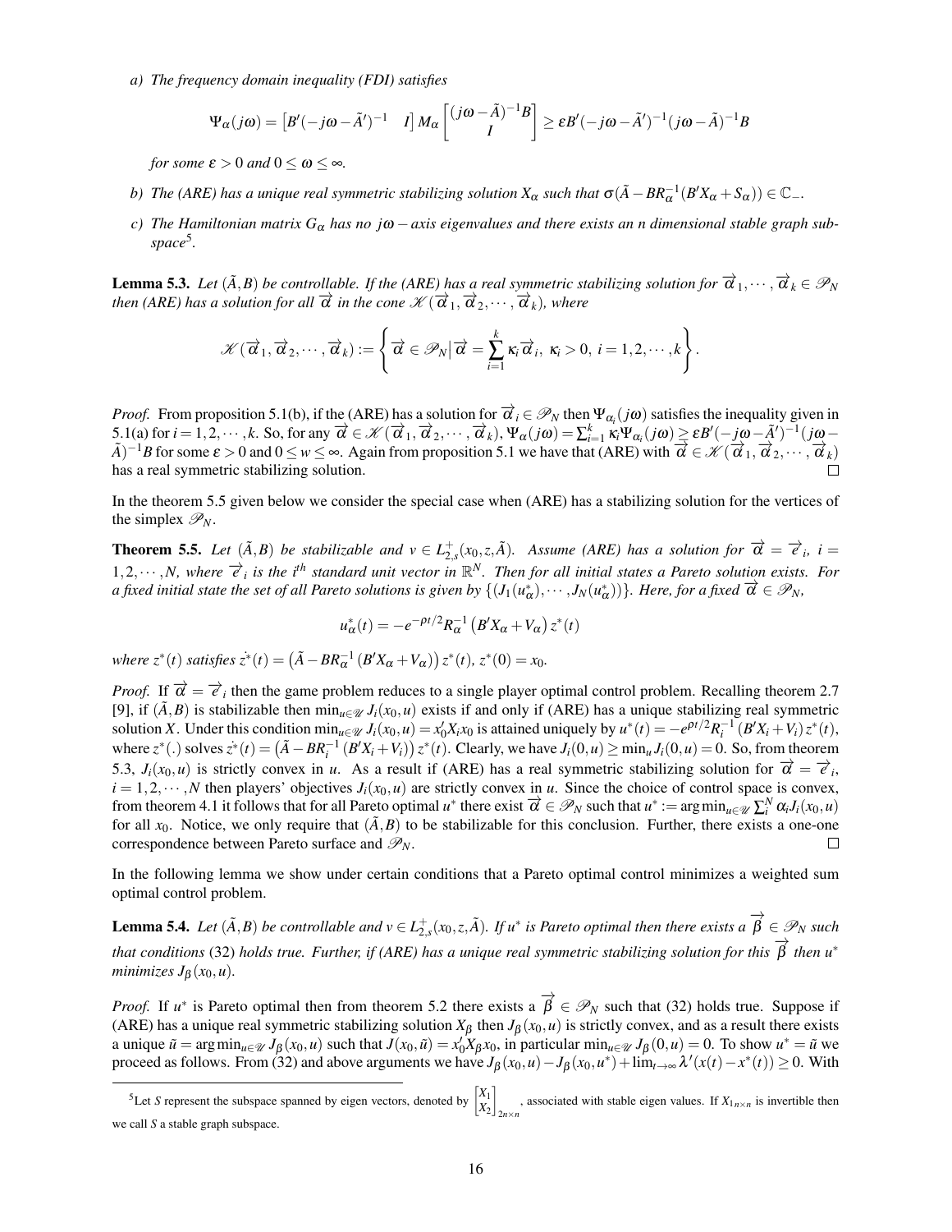*a) The frequency domain inequality (FDI) satisfies*

$$\Psi_\alpha(j\omega) = \begin{bmatrix} B'(-j\omega - \tilde{A}')^{-1} & I \end{bmatrix} M_\alpha \begin{bmatrix} (j\omega - \tilde{A})^{-1}B \\ I \end{bmatrix} \geq \varepsilon B'(-j\omega - \tilde{A}')^{-1}(j\omega - \tilde{A})^{-1}B$$

*for some $\varepsilon > 0$ and $0 \leq \omega \leq \infty$.*

*b) The (ARE) has a unique real symmetric stabilizing solution $X_\alpha$ such that $\sigma(\tilde{A} - BR_\alpha^{-1}(B'X_\alpha + S_\alpha)) \in \mathbb{C}_-$.*

*c) The Hamiltonian matrix $G_\alpha$ has no $j\omega-$axis eigenvalues and there exists an $n$ dimensional stable graph subspace*[5].

**Lemma 5.3.** *Let $(\tilde{A}, B)$ be controllable. If the (ARE) has a real symmetric stabilizing solution for $\overrightarrow{\alpha}_1, \cdots, \overrightarrow{\alpha}_k \in \mathscr{P}_N$ then (ARE) has a solution for all $\overrightarrow{\alpha}$ in the cone $\mathscr{K}(\overrightarrow{\alpha}_1, \overrightarrow{\alpha}_2, \cdots, \overrightarrow{\alpha}_k)$, where*

$$\mathscr{K}(\overrightarrow{\alpha}_1, \overrightarrow{\alpha}_2, \cdots, \overrightarrow{\alpha}_k) := \left\{ \overrightarrow{\alpha} \in \mathscr{P}_N \big| \overrightarrow{\alpha} = \sum_{i=1}^{k} \kappa_i \overrightarrow{\alpha}_i,\ \kappa_i > 0,\ i = 1, 2, \cdots, k \right\}.$$

*Proof.* From proposition 5.1(b), if the (ARE) has a solution for $\overrightarrow{\alpha}_i \in \mathscr{P}_N$ then $\Psi_{\alpha_i}(j\omega)$ satisfies the inequality given in 5.1(a) for $i = 1, 2, \cdots, k$. So, for any $\overrightarrow{\alpha} \in \mathscr{K}(\overrightarrow{\alpha}_1, \overrightarrow{\alpha}_2, \cdots, \overrightarrow{\alpha}_k)$, $\Psi_\alpha(j\omega) = \sum_{i=1}^{k} \kappa_i \Psi_{\alpha_i}(j\omega) \geq \varepsilon B'(-j\omega - \tilde{A}')^{-1}(j\omega - \tilde{A})^{-1}B$ for some $\varepsilon > 0$ and $0 \leq w \leq \infty$. Again from proposition 5.1 we have that (ARE) with $\overrightarrow{\alpha} \in \mathscr{K}(\overrightarrow{\alpha}_1, \overrightarrow{\alpha}_2, \cdots, \overrightarrow{\alpha}_k)$ has a real symmetric stabilizing solution. ◻

In the theorem 5.5 given below we consider the special case when (ARE) has a stabilizing solution for the vertices of the simplex $\mathscr{P}_N$.

**Theorem 5.5.** *Let $(\tilde{A}, B)$ be stabilizable and $v \in L_{2,s}^{+}(x_0, z, \tilde{A})$. Assume (ARE) has a solution for $\overrightarrow{\alpha} = \overrightarrow{e}_i$, $i = 1, 2, \cdots, N$, where $\overrightarrow{e}_i$ is the $i^{th}$ standard unit vector in $\mathbb{R}^N$. Then for all initial states a Pareto solution exists. For a fixed initial state the set of all Pareto solutions is given by $\{(J_1(u_\alpha^*), \cdots, J_N(u_\alpha^*))\}$. Here, for a fixed $\overrightarrow{\alpha} \in \mathscr{P}_N$,*

$$u_\alpha^*(t) = -e^{-\rho t/2} R_\alpha^{-1} \left( B'X_\alpha + V_\alpha \right) z^*(t)$$

*where $z^*(t)$ satisfies $\dot{z}^*(t) = \left( \tilde{A} - BR_\alpha^{-1}(B'X_\alpha + V_\alpha) \right) z^*(t)$, $z^*(0) = x_0$.*

*Proof.* If $\overrightarrow{\alpha} = \overrightarrow{e}_i$ then the game problem reduces to a single player optimal control problem. Recalling theorem 2.7 [9], if $(\tilde{A}, B)$ is stabilizable then $\min_{u \in \mathscr{U}} J_i(x_0, u)$ exists if and only if (ARE) has a unique stabilizing real symmetric solution $X$. Under this condition $\min_{u \in \mathscr{U}} J_i(x_0, u) = x_0' X_i x_0$ is attained uniquely by $u^*(t) = -e^{\rho t/2} R_i^{-1}(B'X_i + V_i) z^*(t)$, where $z^*(.)$ solves $\dot{z}^*(t) = \left( \tilde{A} - BR_i^{-1}(B'X_i + V_i) \right) z^*(t)$. Clearly, we have $J_i(0, u) \geq \min_u J_i(0, u) = 0$. So, from theorem 5.3, $J_i(x_0, u)$ is strictly convex in $u$. As a result if (ARE) has a real symmetric stabilizing solution for $\overrightarrow{\alpha} = \overrightarrow{e}_i$, $i = 1, 2, \cdots, N$ then players' objectives $J_i(x_0, u)$ are strictly convex in $u$. Since the choice of control space is convex, from theorem 4.1 it follows that for all Pareto optimal $u^*$ there exist $\overrightarrow{\alpha} \in \mathscr{P}_N$ such that $u^* := \arg\min_{u \in \mathscr{U}} \sum_i^N \alpha_i J_i(x_0, u)$ for all $x_0$. Notice, we only require that $(\tilde{A}, B)$ to be stabilizable for this conclusion. Further, there exists a one-one correspondence between Pareto surface and $\mathscr{P}_N$. ◻

In the following lemma we show under certain conditions that a Pareto optimal control minimizes a weighted sum optimal control problem.

**Lemma 5.4.** *Let $(\tilde{A}, B)$ be controllable and $v \in L_{2,s}^{+}(x_0, z, \tilde{A})$. If $u^*$ is Pareto optimal then there exists a $\overrightarrow{\beta} \in \mathscr{P}_N$ such that conditions* (32) *holds true. Further, if (ARE) has a unique real symmetric stabilizing solution for this $\overrightarrow{\beta}$ then $u^*$ minimizes $J_\beta(x_0, u)$.*

*Proof.* If $u^*$ is Pareto optimal then from theorem 5.2 there exists a $\overrightarrow{\beta} \in \mathscr{P}_N$ such that (32) holds true. Suppose if (ARE) has a unique real symmetric stabilizing solution $X_\beta$ then $J_\beta(x_0, u)$ is strictly convex, and as a result there exists a unique $\tilde{u} = \arg\min_{u \in \mathscr{U}} J_\beta(x_0, u)$ such that $J(x_0, \tilde{u}) = x_0' X_\beta x_0$, in particular $\min_{u \in \mathscr{U}} J_\beta(0, u) = 0$. To show $u^* = \tilde{u}$ we proceed as follows. From (32) and above arguments we have $J_\beta(x_0, u) - J_\beta(x_0, u^*) + \lim_{t \to \infty} \lambda'(x(t) - x^*(t)) \geq 0$. With

[5] Let $S$ represent the subspace spanned by eigen vectors, denoted by $\begin{bmatrix} X_1 \\ X_2 \end{bmatrix}_{2n \times n}$, associated with stable eigen values. If $X_{1n \times n}$ is invertible then we call $S$ a stable graph subspace.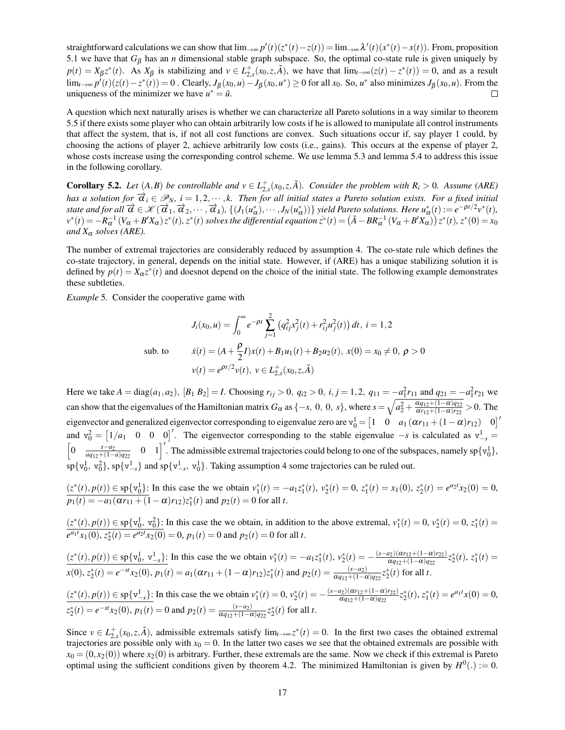straightforward calculations we can show that $\lim_{\to\infty} p'(t)(z^*(t)-z(t)) = \lim_{\to\infty} \lambda'(t)(x^*(t)-x(t))$. From, proposition 5.1 we have that $G_\beta$ has an $n$ dimensional stable graph subspace. So, the optimal co-state rule is given uniquely by $p(t) = X_\beta z^*(t)$. As $X_\beta$ is stabilizing and $v \in L^+_{2,s}(x_0, z, \tilde{A})$, we have that $\lim_{t\to\infty}(z(t)-z^*(t)) = 0$, and as a result $\lim_{t\to\infty} p'(t)(z(t)-z^*(t)) = 0$ . Clearly, $J_\beta(x_0,u) - J_\beta(x_0,u^*) \geq 0$ for all $x_0$. So, $u^*$ also minimizes $J_\beta(x_0,u)$. From the uniqueness of the minimizer we have $u^* = \tilde{u}$. □

A question which next naturally arises is whether we can characterize all Pareto solutions in a way similar to theorem 5.5 if there exists some player who can obtain arbitrarily low costs if he is allowed to manipulate all control instruments that affect the system, that is, if not all cost functions are convex. Such situations occur if, say player 1 could, by choosing the actions of player 2, achieve arbitrarily low costs (i.e., gains). This occurs at the expense of player 2, whose costs increase using the corresponding control scheme. We use lemma 5.3 and lemma 5.4 to address this issue in the following corollary.

**Corollary 5.2.** *Let $(A,B)$ be controllable and $v \in L^+_{2,s}(x_0, z, \tilde{A})$. Consider the problem with $R_i > 0$. Assume (ARE) has a solution for $\overrightarrow{\alpha}_i \in \mathscr{P}_N$, $i = 1, 2, \cdots, k$. Then for all initial states a Pareto solution exists. For a fixed initial state and for all $\overrightarrow{\alpha} \in \mathscr{K}(\overrightarrow{\alpha}_1, \overrightarrow{\alpha}_2, \cdots, \overrightarrow{\alpha}_k)$, $\{(J_1(u^*_\alpha), \cdots, J_N(u^*_\alpha))\}$ yield Pareto solutions. Here $u^*_\alpha(t) := e^{-\rho t/2} v^*(t)$, $v^*(t) = -R^{-1}_\alpha(V_\alpha + B'X_\alpha)z^*(t)$, $z^*(t)$ solves the differential equation $\dot{z}^*(t) = \left(\tilde{A} - BR^{-1}_\alpha(V_\alpha + B'X_\alpha)\right)z^*(t)$, $z^*(0) = x_0$ and $X_\alpha$ solves (ARE).*

The number of extremal trajectories are considerably reduced by assumption 4. The co-state rule which defines the co-state trajectory, in general, depends on the initial state. However, if (ARE) has a unique stabilizing solution it is defined by $p(t) = X_\alpha z^*(t)$ and doesnot depend on the choice of the initial state. The following example demonstrates these subtleties.

*Example* 5. Consider the cooperative game with

$$J_i(x_0,u) = \int_0^\infty e^{-\rho t} \sum_{j=1}^{2} \left(q_{ij}^2 x_j^2(t) + r_{ij}^2 u_j^2(t)\right) dt, \; i = 1,2$$

$$\text{sub. to} \qquad \dot{x}(t) = (A + \frac{\rho}{2}I)x(t) + B_1 u_1(t) + B_2 u_2(t), \; x(0) = x_0 \neq 0, \; \rho > 0$$

$$v(t) = e^{\rho t/2} v(t), \; v \in L^+_{2,s}(x_0, z, \tilde{A})$$

Here we take $A = \text{diag}(a_1, a_2)$, $[B_1 \; B_2] = I$. Choosing $r_{ij} > 0$, $q_{i2} > 0$, $i,j = 1,2$, $q_{11} = -a_1^2 r_{11}$ and $q_{21} = -a_1^2 r_{21}$ we can show that the eigenvalues of the Hamiltonian matrix $G_\alpha$ as $\{-s, \; 0, \; 0, \; s\}$, where $s = \sqrt{a_2^2 + \frac{\alpha q_{12} + (1-\alpha) q_{22}}{\alpha r_{12} + (1-\alpha) r_{22}}} > 0$. The eigenvector and generalized eigenvector corresponding to eigenvalue zero are $\mathrm{v}^1_0 = \begin{bmatrix} 1 & 0 & a_1(\alpha r_{11} + (1-\alpha) r_{12}) & 0 \end{bmatrix}'$ and $\mathrm{v}^2_0 = \begin{bmatrix} 1/a_1 & 0 & 0 & 0 \end{bmatrix}'$. The eigenvector corresponding to the stable eigenvalue $-s$ is calculated as $\mathrm{v}^1_{-s} = \begin{bmatrix} 0 & \frac{s-a_2}{aq_{12}+(1-a)q_{22}} & 0 & 1 \end{bmatrix}'$. The admissible extremal trajectories could belong to one of the subspaces, namely $\mathrm{sp}\{\mathrm{v}^1_0\}$, $\mathrm{sp}\{\mathrm{v}^1_0, \; \mathrm{v}^2_0\}$, $\mathrm{sp}\{\mathrm{v}^1_{-s}\}$ and $\mathrm{sp}\{\mathrm{v}^1_{-s}, \; \mathrm{v}^1_0\}$. Taking assumption 4 some trajectories can be ruled out.

<u>$(z^*(t), p(t)) \in \mathrm{sp}\{\mathrm{v}^1_0\}$</u>: In this case the we obtain $v^*_1(t) = -a_1 z^*_1(t)$, $v^*_2(t) = 0$, $z^*_1(t) = x_1(0)$, $z^*_2(t) = e^{a_2 t} x_2(0) = 0$, $p_1(t) = -a_1(\alpha r_{11} + (1-\alpha) r_{12}) z^*_1(t)$ and $p_2(t) = 0$ for all $t$.

<u>$(z^*(t), p(t)) \in \mathrm{sp}\{\mathrm{v}^1_0, \; \mathrm{v}^2_0\}$</u>: In this case the we obtain, in addition to the above extremal, $v^*_1(t) = 0$, $v^*_2(t) = 0$, $z^*_1(t) = e^{a_1 t} x_1(0)$, $z^*_2(t) = e^{a_2 t} x_2(0) = 0$, $p_1(t) = 0$ and $p_2(t) = 0$ for all $t$.

<u>$(z^*(t), p(t)) \in \mathrm{sp}\{\mathrm{v}^1_0, \; \mathrm{v}^1_{-s}\}$</u>: In this case the we obtain $v^*_1(t) = -a_1 z^*_1(t)$, $v^*_2(t) = -\frac{(s-a_2)(\alpha r_{12} + (1-\alpha) r_{22})}{\alpha q_{12} + (1-\alpha) q_{22}} z^*_2(t)$, $z^*_1(t) = x(0)$, $z^*_2(t) = e^{-st} x_2(0)$, $p_1(t) = a_1(\alpha r_{11} + (1-\alpha) r_{12}) z^*_1(t)$ and $p_2(t) = \frac{(s-a_2)}{\alpha q_{12} + (1-\alpha) q_{22}} z^*_2(t)$ for all $t$.

<u>$(z^*(t), p(t)) \in \mathrm{sp}\{\mathrm{v}^1_{-s}\}$</u>: In this case the we obtain $v^*_1(t) = 0$, $v^*_2(t) = -\frac{(s-a_2)(\alpha r_{12} + (1-\alpha) r_{22})}{\alpha q_{12} + (1-\alpha) q_{22}} z^*_2(t)$, $z^*_1(t) = e^{a_1 t} x(0) = 0$, $z^*_2(t) = e^{-st} x_2(0)$, $p_1(t) = 0$ and $p_2(t) = \frac{(s-a_2)}{\alpha q_{12} + (1-\alpha) q_{22}} z^*_2(t)$ for all $t$.

Since $v \in L^+_{2,s}(x_0, z, \tilde{A})$, admissible extremals satisfy $\lim_{t\to\infty} z^*(t) = 0$. In the first two cases the obtained extremal trajectories are possible only with $x_0 = 0$. In the latter two cases we see that the obtained extremals are possible with $x_0 = (0, x_2(0))$ where $x_2(0)$ is arbitrary. Further, these extremals are the same. Now we check if this extremal is Pareto optimal using the sufficient conditions given by theorem 4.2. The minimized Hamiltonian is given by $H^0(.) := 0$.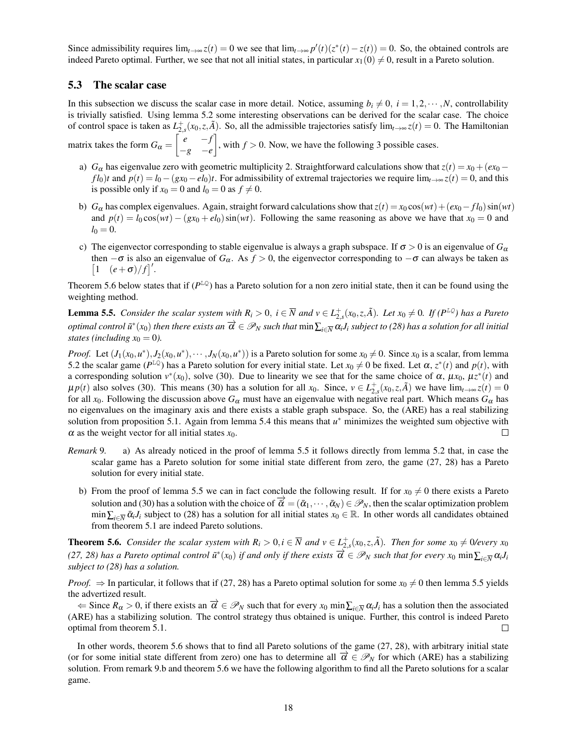Since admissibility requires $\lim_{t\to\infty} z(t) = 0$ we see that $\lim_{t\to\infty} p'(t)(z^*(t) - z(t)) = 0$. So, the obtained controls are indeed Pareto optimal. Further, we see that not all initial states, in particular $x_1(0) \neq 0$, result in a Pareto solution.

### 5.3 The scalar case

In this subsection we discuss the scalar case in more detail. Notice, assuming $b_i \neq 0,\ i = 1,2,\cdots,N$, controllability is trivially satisfied. Using lemma 5.2 some interesting observations can be derived for the scalar case. The choice of control space is taken as $L^+_{2,s}(x_0,z,\tilde{A})$. So, all the admissible trajectories satisfy $\lim_{t\to\infty} z(t) = 0$. The Hamiltonian matrix takes the form $G_\alpha = \begin{bmatrix} e & -f \\ -g & -e \end{bmatrix}$, with $f > 0$. Now, we have the following 3 possible cases.

a) $G_\alpha$ has eigenvalue zero with geometric multiplicity 2. Straightforward calculations show that $z(t) = x_0 + (ex_0 - fl_0)t$ and $p(t) = l_0 - (gx_0 - el_0)t$. For admissibility of extremal trajectories we require $\lim_{t\to\infty} z(t) = 0$, and this is possible only if $x_0 = 0$ and $l_0 = 0$ as $f \neq 0$.

b) $G_\alpha$ has complex eigenvalues. Again, straight forward calculations show that $z(t) = x_0\cos(wt) + (ex_0 - fl_0)\sin(wt)$ and $p(t) = l_0\cos(wt) - (gx_0 + el_0)\sin(wt)$. Following the same reasoning as above we have that $x_0 = 0$ and $l_0 = 0$.

c) The eigenvector corresponding to stable eigenvalue is always a graph subspace. If $\sigma > 0$ is an eigenvalue of $G_\alpha$ then $-\sigma$ is also an eigenvalue of $G_\alpha$. As $f > 0$, the eigenvector corresponding to $-\sigma$ can always be taken as $\begin{bmatrix} 1 & (e+\sigma)/f \end{bmatrix}'$.

Theorem 5.6 below states that if ($P^{LQ}$) has a Pareto solution for a non zero initial state, then it can be found using the weighting method.

**Lemma 5.5.** *Consider the scalar system with $R_i > 0,\ i \in \overline{N}$ and $v \in L^+_{2,s}(x_0,z,\tilde{A})$. Let $x_0 \neq 0$. If ($P^{LQ}$) has a Pareto optimal control $\tilde{u}^*(x_0)$ then there exists an $\overrightarrow{\alpha} \in \mathscr{P}_N$ such that $\min \sum_{i\in\overline{N}} \alpha_i J_i$ subject to (28) has a solution for all initial states (including $x_0 = 0$).*

*Proof.* Let $(J_1(x_0,u^*), J_2(x_0,u^*), \cdots, J_N(x_0,u^*))$ is a Pareto solution for some $x_0 \neq 0$. Since $x_0$ is a scalar, from lemma 5.2 the scalar game ($P^{LQ}$) has a Pareto solution for every initial state. Let $x_0 \neq 0$ be fixed. Let $\alpha$, $z^*(t)$ and $p(t)$, with a corresponding solution $v^*(x_0)$, solve (30). Due to linearity we see that for the same choice of $\alpha$, $\mu x_0$, $\mu z^*(t)$ and $\mu p(t)$ also solves (30). This means (30) has a solution for all $x_0$. Since, $v \in L^+_{2,s}(x_0,z,\tilde{A})$ we have $\lim_{t\to\infty} z(t) = 0$ for all $x_0$. Following the discussion above $G_\alpha$ must have an eigenvalue with negative real part. Which means $G_\alpha$ has no eigenvalues on the imaginary axis and there exists a stable graph subspace. So, the (ARE) has a real stabilizing solution from proposition 5.1. Again from lemma 5.4 this means that $u^*$ minimizes the weighted sum objective with $\alpha$ as the weight vector for all initial states $x_0$. □

*Remark* 9. a) As already noticed in the proof of lemma 5.5 it follows directly from lemma 5.2 that, in case the scalar game has a Pareto solution for some initial state different from zero, the game (27, 28) has a Pareto solution for every initial state.

b) From the proof of lemma 5.5 we can in fact conclude the following result. If for $x_0 \neq 0$ there exists a Pareto solution and (30) has a solution with the choice of $\overrightarrow{\alpha} = (\bar{\alpha}_1,\cdots,\bar{\alpha}_N) \in \mathscr{P}_N$, then the scalar optimization problem $\min \sum_{i\in\overline{N}} \bar{\alpha}_i J_i$ subject to (28) has a solution for all initial states $x_0 \in \mathbb{R}$. In other words all candidates obtained from theorem 5.1 are indeed Pareto solutions.

**Theorem 5.6.** *Consider the scalar system with $R_i > 0, i \in \overline{N}$ and $v \in L^+_{2,s}(x_0,z,\tilde{A})$. Then for some $x_0 \neq 0$/every $x_0$ (27, 28) has a Pareto optimal control $\tilde{u}^*(x_0)$ if and only if there exists $\overrightarrow{\alpha} \in \mathscr{P}_N$ such that for every $x_0$ $\min \sum_{i\in\overline{N}} \alpha_i J_i$ subject to (28) has a solution.*

*Proof.* $\Rightarrow$ In particular, it follows that if (27, 28) has a Pareto optimal solution for some $x_0 \neq 0$ then lemma 5.5 yields the advertized result.

$\Leftarrow$ Since $R_\alpha > 0$, if there exists an $\overrightarrow{\alpha} \in \mathscr{P}_N$ such that for every $x_0$ $\min \sum_{i\in\overline{N}} \alpha_i J_i$ has a solution then the associated (ARE) has a stabilizing solution. The control strategy thus obtained is unique. Further, this control is indeed Pareto optimal from theorem 5.1. □

In other words, theorem 5.6 shows that to find all Pareto solutions of the game (27, 28), with arbitrary initial state (or for some initial state different from zero) one has to determine all $\overrightarrow{\alpha} \in \mathscr{P}_N$ for which (ARE) has a stabilizing solution. From remark 9.b and theorem 5.6 we have the following algorithm to find all the Pareto solutions for a scalar game.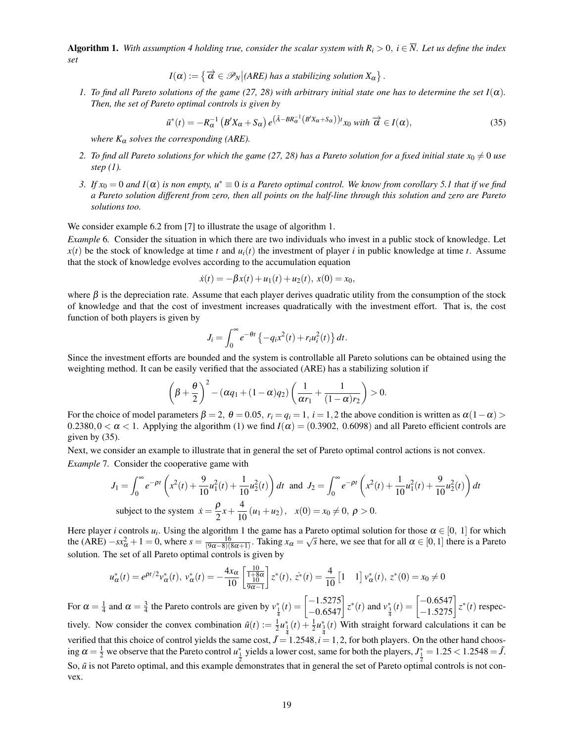**Algorithm 1.** *With assumption 4 holding true, consider the scalar system with $R_i > 0$, $i \in \overline{N}$. Let us define the index set*

$$I(\alpha) := \left\{ \overrightarrow{\alpha} \in \mathscr{P}_N \middle| (ARE) \text{ has a stabilizing solution } X_\alpha \right\}.$$

1. *To find all Pareto solutions of the game (27, 28) with arbitrary initial state one has to determine the set $I(\alpha)$. Then, the set of Pareto optimal controls is given by*

$$\tilde{u}^*(t) = -R_\alpha^{-1}\left(B'X_\alpha + S_\alpha\right) e^{\left(\tilde{A} - BR_\alpha^{-1}(B'X_\alpha + S_\alpha)\right)t} x_0 \text{ with } \overrightarrow{\alpha} \in I(\alpha), \tag{35}$$

   *where $K_\alpha$ solves the corresponding (ARE).*

2. *To find all Pareto solutions for which the game (27, 28) has a Pareto solution for a fixed initial state $x_0 \neq 0$ use step (1).*

3. *If $x_0 = 0$ and $I(\alpha)$ is non empty, $u^* \equiv 0$ is a Pareto optimal control. We know from corollary 5.1 that if we find a Pareto solution different from zero, then all points on the half-line through this solution and zero are Pareto solutions too.*

We consider example 6.2 from [7] to illustrate the usage of algorithm 1.

*Example* 6. Consider the situation in which there are two individuals who invest in a public stock of knowledge. Let $x(t)$ be the stock of knowledge at time $t$ and $u_i(t)$ the investment of player $i$ in public knowledge at time $t$. Assume that the stock of knowledge evolves according to the accumulation equation

$$\dot{x}(t) = -\beta x(t) + u_1(t) + u_2(t), \; x(0) = x_0,$$

where $\beta$ is the depreciation rate. Assume that each player derives quadratic utility from the consumption of the stock of knowledge and that the cost of investment increases quadratically with the investment effort. That is, the cost function of both players is given by

$$J_i = \int_0^\infty e^{-\theta t}\left\{-q_i x^2(t) + r_i u_i^2(t)\right\} dt.$$

Since the investment efforts are bounded and the system is controllable all Pareto solutions can be obtained using the weighting method. It can be easily verified that the associated (ARE) has a stabilizing solution if

$$\left(\beta + \frac{\theta}{2}\right)^2 - (\alpha q_1 + (1-\alpha) q_2)\left(\frac{1}{\alpha r_1} + \frac{1}{(1-\alpha) r_2}\right) > 0.$$

For the choice of model parameters $\beta = 2$, $\theta = 0.05$, $r_i = q_i = 1$, $i = 1, 2$ the above condition is written as $\alpha(1-\alpha) > 0.2380, 0 < \alpha < 1$. Applying the algorithm (1) we find $I(\alpha) = (0.3902,\ 0.6098)$ and all Pareto efficient controls are given by (35).

Next, we consider an example to illustrate that in general the set of Pareto optimal control actions is not convex.

*Example* 7. Consider the cooperative game with

$$J_1 = \int_0^\infty e^{-\rho t}\left(x^2(t) + \frac{9}{10}u_1^2(t) + \frac{1}{10}u_2^2(t)\right) dt \;\text{ and }\; J_2 = \int_0^\infty e^{-\rho t}\left(x^2(t) + \frac{1}{10}u_1^2(t) + \frac{9}{10}u_2^2(t)\right) dt$$

$$\text{subject to the system } \; \dot{x} = \frac{\rho}{2}x + \frac{4}{10}(u_1 + u_2), \quad x(0) = x_0 \neq 0, \; \rho > 0.$$

Here player $i$ controls $u_i$. Using the algorithm 1 the game has a Pareto optimal solution for those $\alpha \in [0,\ 1]$ for which the (ARE) $-sx_\alpha^2 + 1 = 0$, where $s = \frac{16}{(9\alpha - 8)(8\alpha + 1)}$. Taking $x_\alpha = \sqrt{s}$ here, we see that for all $\alpha \in [0, 1]$ there is a Pareto solution. The set of all Pareto optimal controls is given by

$$u_\alpha^*(t) = e^{\rho t/2} v_\alpha^*(t), \; v_\alpha^*(t) = -\frac{4x_\alpha}{10}\begin{bmatrix} \frac{10}{1+8\alpha} \\ \frac{10}{9\alpha - 1}\end{bmatrix} z^*(t), \; \dot{z}^*(t) = \frac{4}{10}\begin{bmatrix} 1 & 1 \end{bmatrix} v_\alpha^*(t), \; z^*(0) = x_0 \neq 0$$

For $\alpha = \frac{1}{4}$ and $\alpha = \frac{3}{4}$ the Pareto controls are given by $v_{\frac{1}{4}}^*(t) = \begin{bmatrix} -1.5275 \\ -0.6547 \end{bmatrix} z^*(t)$ and $v_{\frac{3}{4}}^*(t) = \begin{bmatrix} -0.6547 \\ -1.5275 \end{bmatrix} z^*(t)$ respectively. Now consider the convex combination $\tilde{u}(t) := \frac{1}{2}u_{\frac{1}{4}}^*(t) + \frac{1}{2}u_{\frac{3}{4}}^*(t)$ With straight forward calculations it can be verified that this choice of control yields the same cost, $\tilde{J} = 1.2548, i = 1, 2$, for both players. On the other hand choosing $\alpha = \frac{1}{2}$ we observe that the Pareto control $u_{\frac{1}{2}}^*$ yields a lower cost, same for both the players, $J_{\frac{1}{2}}^* = 1.25 < 1.2548 = \tilde{J}$. So, $\tilde{u}$ is not Pareto optimal, and this example demonstrates that in general the set of Pareto optimal controls is not convex.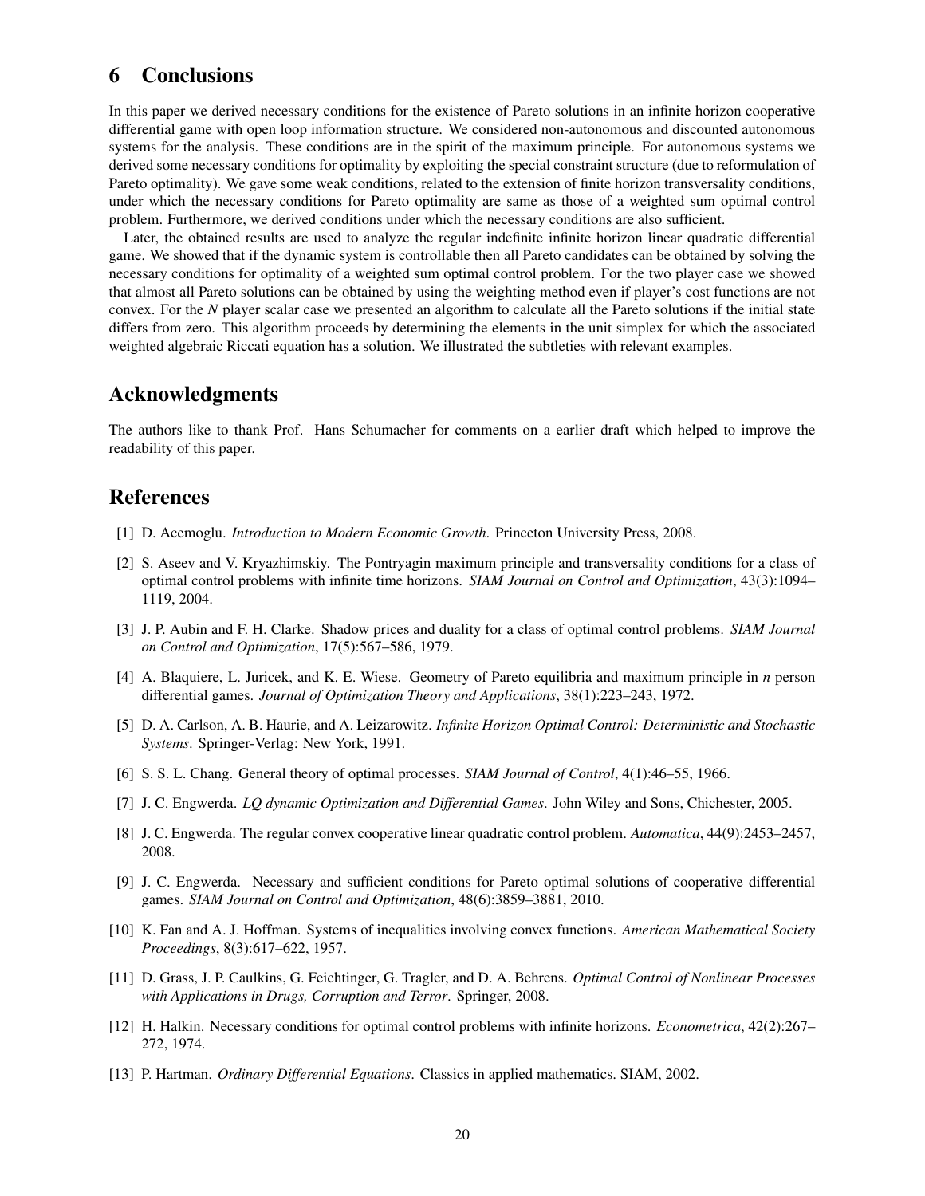## 6 Conclusions

In this paper we derived necessary conditions for the existence of Pareto solutions in an infinite horizon cooperative differential game with open loop information structure. We considered non-autonomous and discounted autonomous systems for the analysis. These conditions are in the spirit of the maximum principle. For autonomous systems we derived some necessary conditions for optimality by exploiting the special constraint structure (due to reformulation of Pareto optimality). We gave some weak conditions, related to the extension of finite horizon transversality conditions, under which the necessary conditions for Pareto optimality are same as those of a weighted sum optimal control problem. Furthermore, we derived conditions under which the necessary conditions are also sufficient.

Later, the obtained results are used to analyze the regular indefinite infinite horizon linear quadratic differential game. We showed that if the dynamic system is controllable then all Pareto candidates can be obtained by solving the necessary conditions for optimality of a weighted sum optimal control problem. For the two player case we showed that almost all Pareto solutions can be obtained by using the weighting method even if player's cost functions are not convex. For the $N$ player scalar case we presented an algorithm to calculate all the Pareto solutions if the initial state differs from zero. This algorithm proceeds by determining the elements in the unit simplex for which the associated weighted algebraic Riccati equation has a solution. We illustrated the subtleties with relevant examples.

## Acknowledgments

The authors like to thank Prof. Hans Schumacher for comments on a earlier draft which helped to improve the readability of this paper.

## References

[1] D. Acemoglu. *Introduction to Modern Economic Growth*. Princeton University Press, 2008.

[2] S. Aseev and V. Kryazhimskiy. The Pontryagin maximum principle and transversality conditions for a class of optimal control problems with infinite time horizons. *SIAM Journal on Control and Optimization*, 43(3):1094–1119, 2004.

[3] J. P. Aubin and F. H. Clarke. Shadow prices and duality for a class of optimal control problems. *SIAM Journal on Control and Optimization*, 17(5):567–586, 1979.

[4] A. Blaquiere, L. Juricek, and K. E. Wiese. Geometry of Pareto equilibria and maximum principle in *n* person differential games. *Journal of Optimization Theory and Applications*, 38(1):223–243, 1972.

[5] D. A. Carlson, A. B. Haurie, and A. Leizarowitz. *Infinite Horizon Optimal Control: Deterministic and Stochastic Systems*. Springer-Verlag: New York, 1991.

[6] S. S. L. Chang. General theory of optimal processes. *SIAM Journal of Control*, 4(1):46–55, 1966.

[7] J. C. Engwerda. *LQ dynamic Optimization and Differential Games*. John Wiley and Sons, Chichester, 2005.

[8] J. C. Engwerda. The regular convex cooperative linear quadratic control problem. *Automatica*, 44(9):2453–2457, 2008.

[9] J. C. Engwerda. Necessary and sufficient conditions for Pareto optimal solutions of cooperative differential games. *SIAM Journal on Control and Optimization*, 48(6):3859–3881, 2010.

[10] K. Fan and A. J. Hoffman. Systems of inequalities involving convex functions. *American Mathematical Society Proceedings*, 8(3):617–622, 1957.

[11] D. Grass, J. P. Caulkins, G. Feichtinger, G. Tragler, and D. A. Behrens. *Optimal Control of Nonlinear Processes with Applications in Drugs, Corruption and Terror*. Springer, 2008.

[12] H. Halkin. Necessary conditions for optimal control problems with infinite horizons. *Econometrica*, 42(2):267–272, 1974.

[13] P. Hartman. *Ordinary Differential Equations*. Classics in applied mathematics. SIAM, 2002.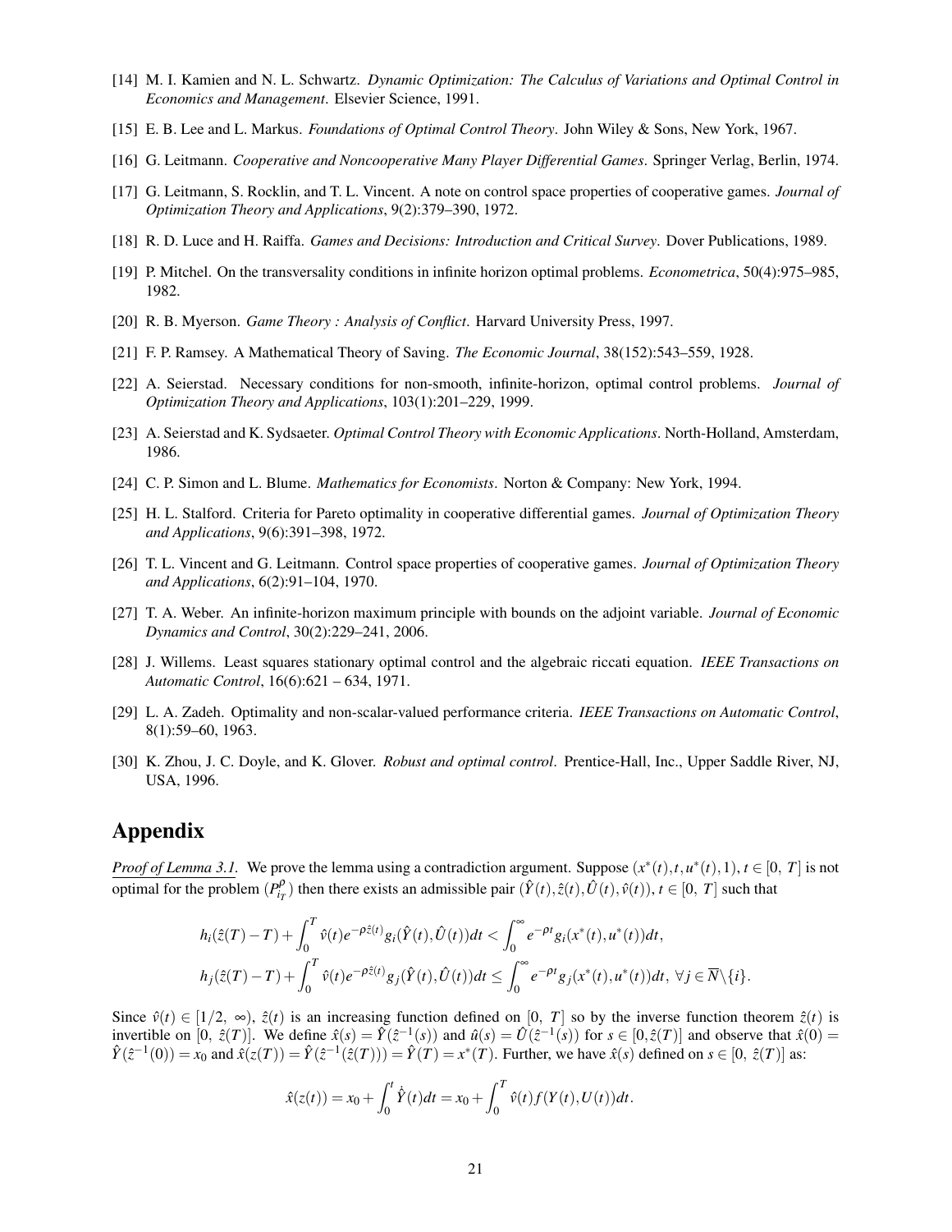[14] M. I. Kamien and N. L. Schwartz. *Dynamic Optimization: The Calculus of Variations and Optimal Control in Economics and Management*. Elsevier Science, 1991.

[15] E. B. Lee and L. Markus. *Foundations of Optimal Control Theory*. John Wiley & Sons, New York, 1967.

[16] G. Leitmann. *Cooperative and Noncooperative Many Player Differential Games*. Springer Verlag, Berlin, 1974.

[17] G. Leitmann, S. Rocklin, and T. L. Vincent. A note on control space properties of cooperative games. *Journal of Optimization Theory and Applications*, 9(2):379–390, 1972.

[18] R. D. Luce and H. Raiffa. *Games and Decisions: Introduction and Critical Survey*. Dover Publications, 1989.

[19] P. Mitchel. On the transversality conditions in infinite horizon optimal problems. *Econometrica*, 50(4):975–985, 1982.

[20] R. B. Myerson. *Game Theory : Analysis of Conflict*. Harvard University Press, 1997.

[21] F. P. Ramsey. A Mathematical Theory of Saving. *The Economic Journal*, 38(152):543–559, 1928.

[22] A. Seierstad. Necessary conditions for non-smooth, infinite-horizon, optimal control problems. *Journal of Optimization Theory and Applications*, 103(1):201–229, 1999.

[23] A. Seierstad and K. Sydsaeter. *Optimal Control Theory with Economic Applications*. North-Holland, Amsterdam, 1986.

[24] C. P. Simon and L. Blume. *Mathematics for Economists*. Norton & Company: New York, 1994.

[25] H. L. Stalford. Criteria for Pareto optimality in cooperative differential games. *Journal of Optimization Theory and Applications*, 9(6):391–398, 1972.

[26] T. L. Vincent and G. Leitmann. Control space properties of cooperative games. *Journal of Optimization Theory and Applications*, 6(2):91–104, 1970.

[27] T. A. Weber. An infinite-horizon maximum principle with bounds on the adjoint variable. *Journal of Economic Dynamics and Control*, 30(2):229–241, 2006.

[28] J. Willems. Least squares stationary optimal control and the algebraic riccati equation. *IEEE Transactions on Automatic Control*, 16(6):621 – 634, 1971.

[29] L. A. Zadeh. Optimality and non-scalar-valued performance criteria. *IEEE Transactions on Automatic Control*, 8(1):59–60, 1963.

[30] K. Zhou, J. C. Doyle, and K. Glover. *Robust and optimal control*. Prentice-Hall, Inc., Upper Saddle River, NJ, USA, 1996.

# Appendix

*Proof of Lemma 3.1.* We prove the lemma using a contradiction argument. Suppose $(x^*(t), t, u^*(t), 1)$, $t \in [0,\ T]$ is not optimal for the problem $(P^{\rho}_{i_T})$ then there exists an admissible pair $(\hat{Y}(t), \hat{z}(t), \hat{U}(t), \hat{v}(t))$, $t \in [0,\ T]$ such that

$$
\begin{aligned}
h_i(\hat{z}(T) - T) + \int_0^T \hat{v}(t) e^{-\rho \hat{z}(t)} g_i(\hat{Y}(t), \hat{U}(t)) dt &< \int_0^\infty e^{-\rho t} g_i(x^*(t), u^*(t)) dt, \\
h_j(\hat{z}(T) - T) + \int_0^T \hat{v}(t) e^{-\rho \hat{z}(t)} g_j(\hat{Y}(t), \hat{U}(t)) dt &\leq \int_0^\infty e^{-\rho t} g_j(x^*(t), u^*(t)) dt,\ \forall j \in \overline{N} \backslash \{i\}.
\end{aligned}
$$

Since $\hat{v}(t) \in [1/2,\ \infty)$, $\hat{z}(t)$ is an increasing function defined on $[0,\ T]$ so by the inverse function theorem $\hat{z}(t)$ is invertible on $[0,\ \hat{z}(T)]$. We define $\hat{x}(s) = \hat{Y}(\hat{z}^{-1}(s))$ and $\hat{u}(s) = \hat{U}(\hat{z}^{-1}(s))$ for $s \in [0, \hat{z}(T)]$ and observe that $\hat{x}(0) = \hat{Y}(\hat{z}^{-1}(0)) = x_0$ and $\hat{x}(z(T)) = \hat{Y}(\hat{z}^{-1}(\hat{z}(T))) = \hat{Y}(T) = x^*(T)$. Further, we have $\hat{x}(s)$ defined on $s \in [0,\ \hat{z}(T)]$ as:

$$
\hat{x}(z(t)) = x_0 + \int_0^t \dot{\hat{Y}}(t) dt = x_0 + \int_0^T \hat{v}(t) f(Y(t), U(t)) dt.
$$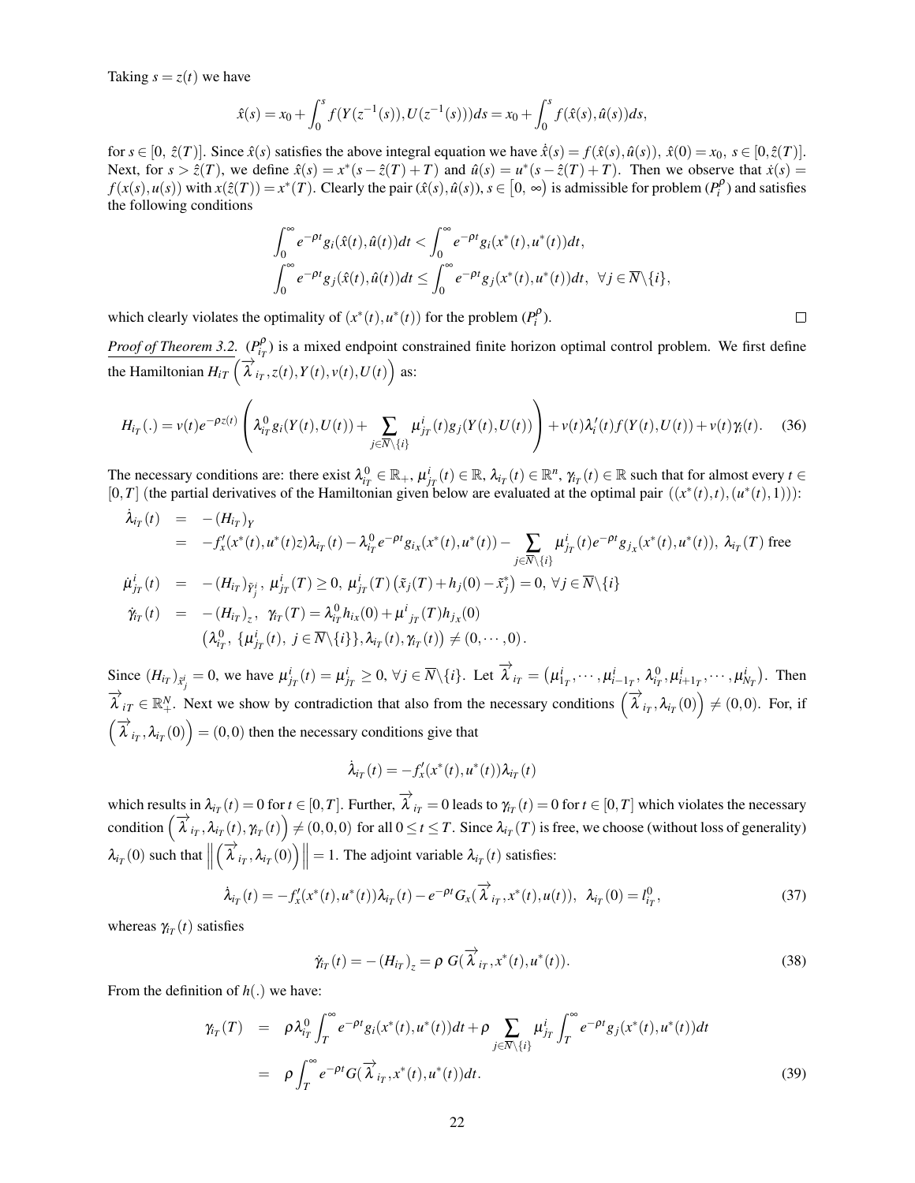Taking $s = z(t)$ we have

$$\hat{x}(s) = x_0 + \int_0^s f(Y(z^{-1}(s)), U(z^{-1}(s)))ds = x_0 + \int_0^s f(\hat{x}(s), \hat{u}(s))ds,$$

for $s \in [0,\ \hat{z}(T)]$. Since $\hat{x}(s)$ satisfies the above integral equation we have $\dot{\hat{x}}(s) = f(\hat{x}(s), \hat{u}(s)),\ \hat{x}(0) = x_0,\ s \in [0, \hat{z}(T)]$. Next, for $s > \hat{z}(T)$, we define $\hat{x}(s) = x^*(s - \hat{z}(T) + T)$ and $\hat{u}(s) = u^*(s - \hat{z}(T) + T)$. Then we observe that $\dot{x}(s) = f(x(s), u(s))$ with $x(\hat{z}(T)) = x^*(T)$. Clearly the pair $(\hat{x}(s), \hat{u}(s)),\ s \in \big[0,\ \infty\big)$ is admissible for problem $(P_i^\rho)$ and satisfies the following conditions

$$\int_0^\infty e^{-\rho t} g_i(\hat{x}(t), \hat{u}(t))dt < \int_0^\infty e^{-\rho t} g_i(x^*(t), u^*(t))dt,$$
$$\int_0^\infty e^{-\rho t} g_j(\hat{x}(t), \hat{u}(t))dt \leq \int_0^\infty e^{-\rho t} g_j(x^*(t), u^*(t))dt,\ \ \forall j \in \overline{N}\backslash\{i\},$$

which clearly violates the optimality of $(x^*(t), u^*(t))$ for the problem $(P_i^\rho)$. □

*Proof of Theorem 3.2.* $(P_{i_T}^\rho)$ is a mixed endpoint constrained finite horizon optimal control problem. We first define the Hamiltonian $H_{iT}\left(\overrightarrow{\lambda}_{i_T}, z(t), Y(t), v(t), U(t)\right)$ as:

$$H_{i_T}(.) = v(t)e^{-\rho z(t)}\left(\lambda_{i_T}^0 g_i(Y(t), U(t)) + \sum_{j \in \overline{N}\backslash\{i\}} \mu_{j_T}^i(t) g_j(Y(t), U(t))\right) + v(t)\lambda_i'(t) f(Y(t), U(t)) + v(t)\gamma_i(t). \quad (36)$$

The necessary conditions are: there exist $\lambda_{i_T}^0 \in \mathbb{R}_+$, $\mu_{j_T}^i(t) \in \mathbb{R}$, $\lambda_{i_T}(t) \in \mathbb{R}^n$, $\gamma_{i_T}(t) \in \mathbb{R}$ such that for almost every $t \in [0, T]$ (the partial derivatives of the Hamiltonian given below are evaluated at the optimal pair $((x^*(t), t), (u^*(t), 1))$):

$$\begin{aligned}
\dot{\lambda}_{i_T}(t) &= -(H_{i_T})_Y \\
&= -f_x'(x^*(t), u^*(t)z)\lambda_{i_T}(t) - \lambda_{i_T}^0 e^{-\rho t} g_{i_x}(x^*(t), u^*(t)) - \sum_{j \in \overline{N}\backslash\{i\}} \mu_{j_T}^i(t) e^{-\rho t} g_{j_x}(x^*(t), u^*(t)),\ \lambda_{i_T}(T) \text{ free} \\
\dot{\mu}_{j_T}^i(t) &= -(H_{i_T})_{\tilde{Y}_j^i},\ \mu_{j_T}^i(T) \geq 0,\ \mu_{j_T}^i(T)\left(\tilde{x}_j(T) + h_j(0) - \tilde{x}_j^*\right) = 0,\ \forall j \in \overline{N}\backslash\{i\} \\
\dot{\gamma}_{i_T}(t) &= -(H_{i_T})_z,\ \ \gamma_{i_T}(T) = \lambda_{i_T}^0 h_{ix}(0) + \mu^i{}_{j_T}(T) h_{j_x}(0) \\
&\quad \left(\lambda_{i_T}^0,\ \{\mu_{j_T}^i(t),\ j \in \overline{N}\backslash\{i\}\}, \lambda_{i_T}(t), \gamma_{i_T}(t)\right) \neq (0, \cdots, 0).
\end{aligned}$$

Since $(H_{i_T})_{\tilde{x}_j^i} = 0$, we have $\mu_{j_T}^i(t) = \mu_{j_T}^i \geq 0,\ \forall j \in \overline{N}\backslash\{i\}$. Let $\overrightarrow{\lambda}_{i_T} = \left(\mu_{1_T}^i, \cdots, \mu_{i-1_T}^i,\ \lambda_{i_T}^0, \mu_{i+1_T}^i, \cdots, \mu_{N_T}^i\right)$. Then $\overrightarrow{\lambda}_{i_T} \in \mathbb{R}_+^N$. Next we show by contradiction that also from the necessary conditions $\left(\overrightarrow{\lambda}_{i_T}, \lambda_{i_T}(0)\right) \neq (0, 0)$. For, if $\left(\overrightarrow{\lambda}_{i_T}, \lambda_{i_T}(0)\right) = (0, 0)$ then the necessary conditions give that

$$\dot{\lambda}_{i_T}(t) = -f_x'(x^*(t), u^*(t))\lambda_{i_T}(t)$$

which results in $\lambda_{i_T}(t) = 0$ for $t \in [0, T]$. Further, $\overrightarrow{\lambda}_{i_T} = 0$ leads to $\gamma_{i_T}(t) = 0$ for $t \in [0, T]$ which violates the necessary condition $\left(\overrightarrow{\lambda}_{i_T}, \lambda_{i_T}(t), \gamma_{i_T}(t)\right) \neq (0, 0, 0)$ for all $0 \leq t \leq T$. Since $\lambda_{i_T}(T)$ is free, we choose (without loss of generality) $\lambda_{i_T}(0)$ such that $\left\|\left(\overrightarrow{\lambda}_{i_T}, \lambda_{i_T}(0)\right)\right\| = 1$. The adjoint variable $\lambda_{i_T}(t)$ satisfies:

$$\dot{\lambda}_{i_T}(t) = -f_x'(x^*(t), u^*(t))\lambda_{i_T}(t) - e^{-\rho t} G_x(\overrightarrow{\lambda}_{i_T}, x^*(t), u(t)),\ \ \lambda_{i_T}(0) = l_{i_T}^0, \quad (37)$$

whereas $\gamma_{i_T}(t)$ satisfies

$$\dot{\gamma}_{i_T}(t) = -(H_{i_T})_z = \rho\ G(\overrightarrow{\lambda}_{i_T}, x^*(t), u^*(t)). \quad (38)$$

From the definition of $h(.)$ we have:

$$\begin{aligned}
\gamma_{i_T}(T) &= \rho\lambda_{i_T}^0 \int_T^\infty e^{-\rho t} g_i(x^*(t), u^*(t))dt + \rho \sum_{j \in \overline{N}\backslash\{i\}} \mu_{j_T}^i \int_T^\infty e^{-\rho t} g_j(x^*(t), u^*(t))dt \\
&= \rho \int_T^\infty e^{-\rho t} G(\overrightarrow{\lambda}_{i_T}, x^*(t), u^*(t))dt. \quad (39)
\end{aligned}$$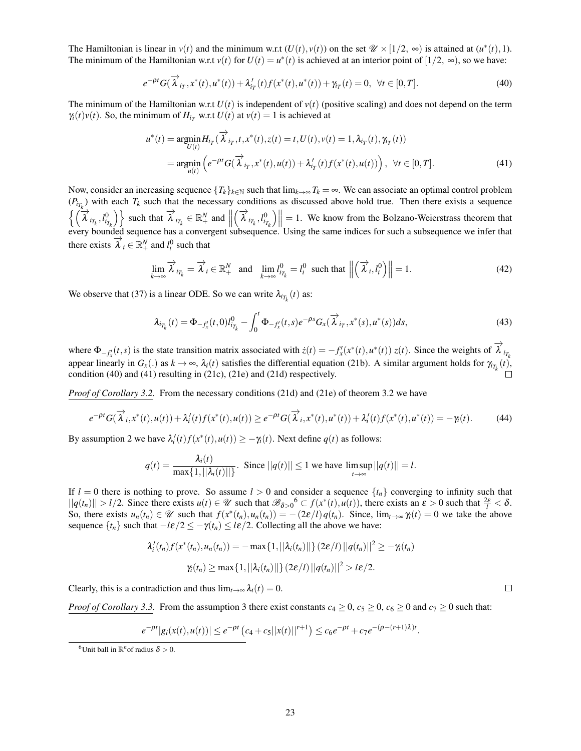The Hamiltonian is linear in $v(t)$ and the minimum w.r.t $(U(t), v(t))$ on the set $\mathscr{U} \times [1/2, \infty)$ is attained at $(u^*(t), 1)$. The minimum of the Hamiltonian w.r.t $v(t)$ for $U(t) = u^*(t)$ is achieved at an interior point of $[1/2, \infty)$, so we have:

$$e^{-\rho t} G(\overrightarrow{\lambda}_{i_T}, x^*(t), u^*(t)) + \lambda'_{i_T}(t) f(x^*(t), u^*(t)) + \gamma_{i_T}(t) = 0, \;\; \forall t \in [0, T]. \tag{40}$$

The minimum of the Hamiltonian w.r.t $U(t)$ is independent of $v(t)$ (positive scaling) and does not depend on the term $\gamma_i(t)v(t)$. So, the minimum of $H_{i_T}$ w.r.t $U(t)$ at $v(t) = 1$ is achieved at

$$\begin{aligned} u^*(t) &= \underset{U(t)}{\operatorname{argmin}} H_{i_T}(\overrightarrow{\lambda}_{i_T}, t, x^*(t), z(t) = t, U(t), v(t) = 1, \lambda_{i_T}(t), \gamma_{i_T}(t)) \\ &= \underset{u(t)}{\operatorname{argmin}} \left( e^{-\rho t} G(\overrightarrow{\lambda}_{i_T}, x^*(t), u(t)) + \lambda'_{i_T}(t) f(x^*(t), u(t)) \right), \;\; \forall t \in [0, T]. \end{aligned} \tag{41}$$

Now, consider an increasing sequence $\{T_k\}_{k \in \mathbb{N}}$ such that $\lim_{k \to \infty} T_k = \infty$. We can associate an optimal control problem $(P_{i_{T_k}})$ with each $T_k$ such that the necessary conditions as discussed above hold true. Then there exists a sequence $\left\{ \left( \overrightarrow{\lambda}_{i_{T_k}}, l^0_{i_{T_k}} \right) \right\}$ such that $\overrightarrow{\lambda}_{i_{T_k}} \in \mathbb{R}^N_+$ and $\left\| \left( \overrightarrow{\lambda}_{i_{T_k}}, l^0_{i_{T_k}} \right) \right\| = 1$. We know from the Bolzano-Weierstrass theorem that every bounded sequence has a convergent subsequence. Using the same indices for such a subsequence we infer that there exists $\overrightarrow{\lambda}_i \in \mathbb{R}^N_+$ and $l^0_i$ such that

$$\lim_{k \to \infty} \overrightarrow{\lambda}_{i_{T_k}} = \overrightarrow{\lambda}_i \in \mathbb{R}^N_+ \;\; \text{and} \;\; \lim_{k \to \infty} l^0_{i_{T_k}} = l^0_i \;\; \text{such that} \;\; \left\| \left( \overrightarrow{\lambda}_i, l^0_i \right) \right\| = 1. \tag{42}$$

We observe that (37) is a linear ODE. So we can write $\lambda_{i_{T_k}}(t)$ as:

$$\lambda_{i_{T_k}}(t) = \Phi_{-f'_x}(t, 0) l^0_{i_{T_k}} - \int_0^t \Phi_{-f'_x}(t, s) e^{-\rho s} G_x(\overrightarrow{\lambda}_{i_T}, x^*(s), u^*(s)) ds, \tag{43}$$

where $\Phi_{-f'_x}(t, s)$ is the state transition matrix associated with $\dot{z}(t) = -f'_x(x^*(t), u^*(t))\, z(t)$. Since the weights of $\overrightarrow{\lambda}_{i_{T_k}}$ appear linearly in $G_x(.)$ as $k \to \infty$, $\lambda_i(t)$ satisfies the differential equation (21b). A similar argument holds for $\gamma_{i_{T_k}}(t)$, condition (40) and (41) resulting in (21c), (21e) and (21d) respectively. ◻

*Proof of Corollary 3.2.* From the necessary conditions (21d) and (21e) of theorem 3.2 we have

$$e^{-\rho t} G(\overrightarrow{\lambda}_i, x^*(t), u(t)) + \lambda'_i(t) f(x^*(t), u(t)) \geq e^{-\rho t} G(\overrightarrow{\lambda}_i, x^*(t), u^*(t)) + \lambda'_i(t) f(x^*(t), u^*(t)) = -\gamma_i(t). \tag{44}$$

By assumption 2 we have $\lambda'_i(t) f(x^*(t), u(t)) \geq -\gamma_i(t)$. Next define $q(t)$ as follows:

$$q(t) = \frac{\lambda_i(t)}{\max\{1, ||\lambda_i(t)||\}}. \;\; \text{Since } ||q(t)|| \leq 1 \text{ we have } \limsup_{t \to \infty} ||q(t)|| = l.$$

If $l = 0$ there is nothing to prove. So assume $l > 0$ and consider a sequence $\{t_n\}$ converging to infinity such that $||q(t_n)|| > l/2$. Since there exists $u(t) \in \mathscr{U}$ such that $\mathscr{B}_{\delta>0}$[6] $\subset f(x^*(t), u(t))$, there exists an $\varepsilon > 0$ such that $\frac{2\varepsilon}{l} < \delta$. So, there exists $u_n(t_n) \in \mathscr{U}$ such that $f(x^*(t_n), u_n(t_n)) = -(2\varepsilon/l)\, q(t_n)$. Since, $\lim_{t \to \infty} \gamma_i(t) = 0$ we take the above sequence $\{t_n\}$ such that $-l\varepsilon/2 \leq -\gamma(t_n) \leq l\varepsilon/2$. Collecting all the above we have:

$$\lambda'_i(t_n) f(x^*(t_n), u_n(t_n)) = -\max\{1, ||\lambda_i(t_n)||\}\, (2\varepsilon/l)\, ||q(t_n)||^2 \geq -\gamma_i(t_n)$$

$$\gamma_i(t_n) \geq \max\{1, ||\lambda_i(t_n)||\}\, (2\varepsilon/l)\, ||q(t_n)||^2 > l\varepsilon/2.$$

Clearly, this is a contradiction and thus $\lim_{t \to \infty} \lambda_i(t) = 0$. ◻

*Proof of Corollary 3.3.* From the assumption 3 there exist constants $c_4 \geq 0$, $c_5 \geq 0$, $c_6 \geq 0$ and $c_7 \geq 0$ such that:

$$e^{-\rho t} |g_i(x(t), u(t))| \leq e^{-\rho t} \left( c_4 + c_5 ||x(t)||^{r+1} \right) \leq c_6 e^{-\rho t} + c_7 e^{-(\rho - (r+1)\lambda)t}.$$

[6] Unit ball in $\mathbb{R}^n$ of radius $\delta > 0$.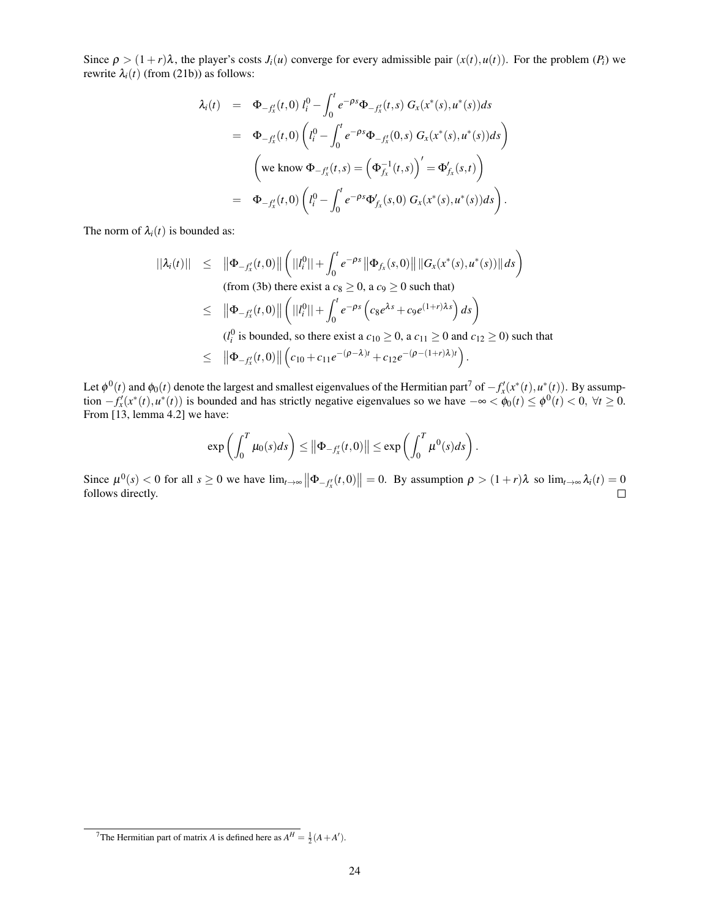Since $\rho > (1+r)\lambda$, the player's costs $J_i(u)$ converge for every admissible pair $(x(t), u(t))$. For the problem $(P_i)$ we rewrite $\lambda_i(t)$ (from (21b)) as follows:

$$
\begin{aligned}
\lambda_i(t) &= \Phi_{-f_x'}(t,0)\, l_i^0 - \int_0^t e^{-\rho s} \Phi_{-f_x'}(t,s)\; G_x(x^*(s), u^*(s)) ds \\
&= \Phi_{-f_x'}(t,0) \left( l_i^0 - \int_0^t e^{-\rho s} \Phi_{-f_x'}(0,s)\; G_x(x^*(s), u^*(s)) ds \right) \\
&\qquad \left( \text{we know } \Phi_{-f_x'}(t,s) = \left( \Phi_{f_x}^{-1}(t,s) \right)' = \Phi_{f_x}'(s,t) \right) \\
&= \Phi_{-f_x'}(t,0) \left( l_i^0 - \int_0^t e^{-\rho s} \Phi_{f_x}'(s,0)\; G_x(x^*(s), u^*(s)) ds \right).
\end{aligned}
$$

The norm of $\lambda_i(t)$ is bounded as:

$$
\begin{aligned}
||\lambda_i(t)|| &\leq \left\| \Phi_{-f_x'}(t,0) \right\| \left( ||l_i^0|| + \int_0^t e^{-\rho s} \left\| \Phi_{f_x}(s,0) \right\| \left\| G_x(x^*(s), u^*(s)) \right\| ds \right) \\
&\qquad \text{(from (3b) there exist a } c_8 \geq 0, \text{ a } c_9 \geq 0 \text{ such that)} \\
&\leq \left\| \Phi_{-f_x'}(t,0) \right\| \left( ||l_i^0|| + \int_0^t e^{-\rho s} \left( c_8 e^{\lambda s} + c_9 e^{(1+r)\lambda s} \right) ds \right) \\
&\qquad (l_i^0 \text{ is bounded, so there exist a } c_{10} \geq 0, \text{ a } c_{11} \geq 0 \text{ and } c_{12} \geq 0) \text{ such that} \\
&\leq \left\| \Phi_{-f_x'}(t,0) \right\| \left( c_{10} + c_{11} e^{-(\rho - \lambda)t} + c_{12} e^{-(\rho - (1+r)\lambda)t} \right).
\end{aligned}
$$

Let $\phi^0(t)$ and $\phi_0(t)$ denote the largest and smallest eigenvalues of the Hermitian part[7] of $-f_x'(x^*(t), u^*(t))$. By assumption $-f_x'(x^*(t), u^*(t))$ is bounded and has strictly negative eigenvalues so we have $-\infty < \phi_0(t) \leq \phi^0(t) < 0, \; \forall t \geq 0$. From [13, lemma 4.2] we have:

$$
\exp\left( \int_0^T \mu_0(s) ds \right) \leq \left\| \Phi_{-f_x'}(t,0) \right\| \leq \exp\left( \int_0^T \mu^0(s) ds \right).
$$

Since $\mu^0(s) < 0$ for all $s \geq 0$ we have $\lim_{t\to\infty} \left\| \Phi_{-f_x'}(t,0) \right\| = 0$. By assumption $\rho > (1+r)\lambda$ so $\lim_{t\to\infty} \lambda_i(t) = 0$ follows directly. □

[7] The Hermitian part of matrix $A$ is defined here as $A^H = \frac{1}{2}(A + A')$.